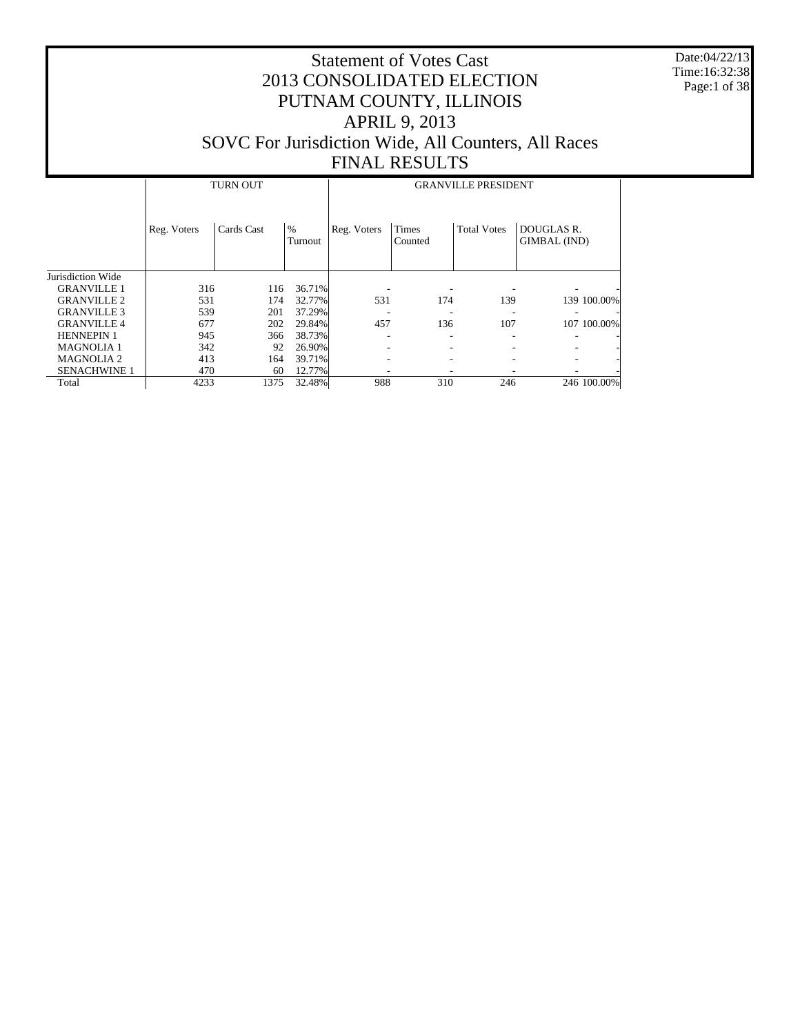# Statement of Votes Cast
# 2013 CONSOLIDATED ELECTION
# PUTNAM COUNTY, ILLINOIS
# APRIL 9, 2013
# SOVC For Jurisdiction Wide, All Counters, All Races
# FINAL RESULTS

Date:04/22/13
Time:16:32:38

| | TURN OUT | | | GRANVILLE PRESIDENT | | | | |
|---|---|---|---|---|---|---|---|---|
| | Reg. Voters | Cards Cast | % Turnout | Reg. Voters | Times Counted | Total Votes | DOUGLAS R. GIMBAL (IND) | |
| Jurisdiction Wide | | | | | | | | |
| GRANVILLE 1 | 316 | 116 | 36.71% | - | - | - | - | - |
| GRANVILLE 2 | 531 | 174 | 32.77% | 531 | 174 | 139 | 139 | 100.00% |
| GRANVILLE 3 | 539 | 201 | 37.29% | - | - | - | - | - |
| GRANVILLE 4 | 677 | 202 | 29.84% | 457 | 136 | 107 | 107 | 100.00% |
| HENNEPIN 1 | 945 | 366 | 38.73% | - | - | - | - | - |
| MAGNOLIA 1 | 342 | 92 | 26.90% | - | - | - | - | - |
| MAGNOLIA 2 | 413 | 164 | 39.71% | - | - | - | - | - |
| SENACHWINE 1 | 470 | 60 | 12.77% | - | - | - | - | - |
| Total | 4233 | 1375 | 32.48% | 988 | 310 | 246 | 246 | 100.00% |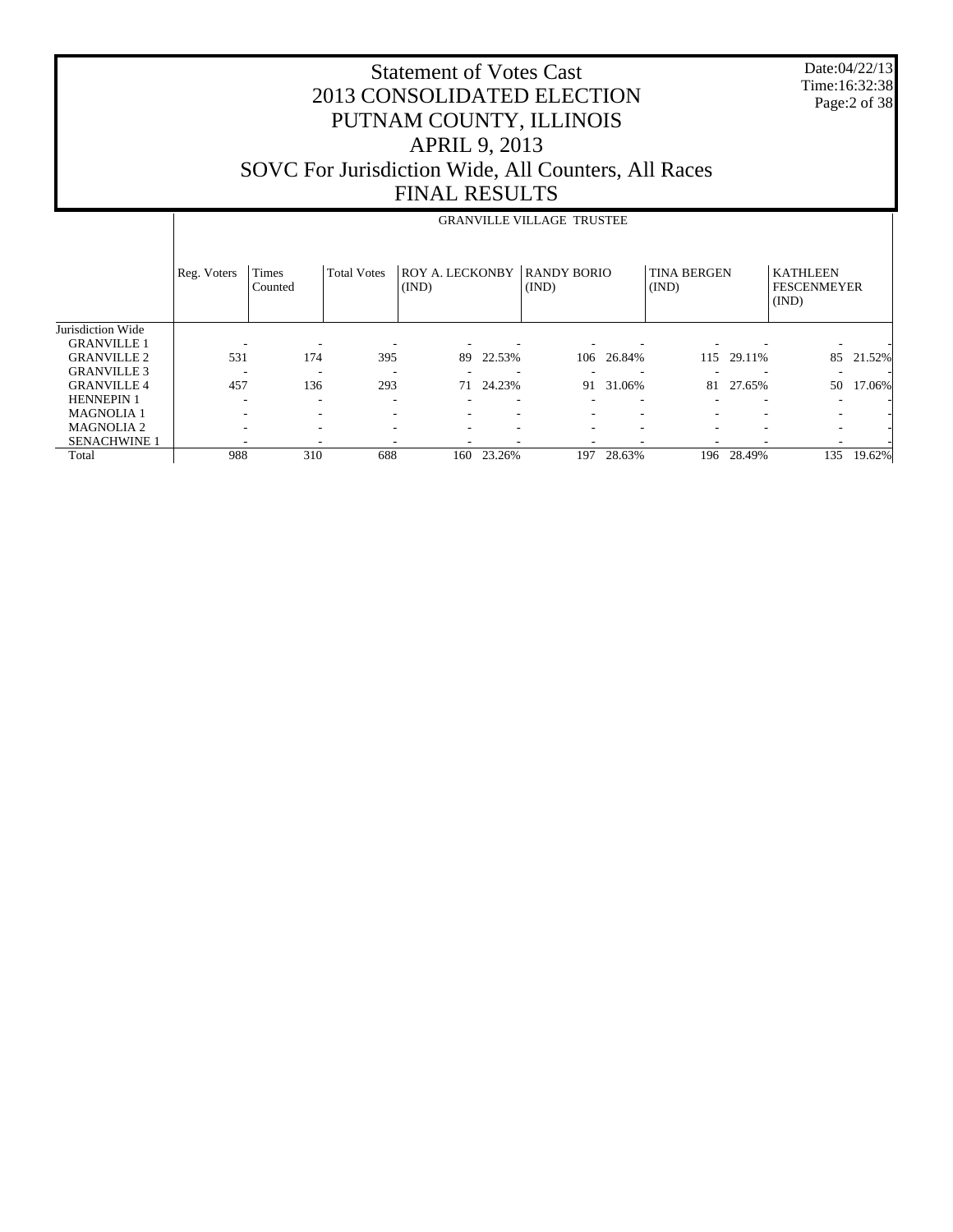# Statement of Votes Cast
# 2013 CONSOLIDATED ELECTION
# PUTNAM COUNTY, ILLINOIS
# APRIL 9, 2013
# SOVC For Jurisdiction Wide, All Counters, All Races
# FINAL RESULTS

Date:04/22/13
Time:16:32:38

| | GRANVILLE VILLAGE TRUSTEE | | | | | | | | | | |
|---|---|---|---|---|---|---|---|---|---|---|---|
| | Reg. Voters | Times Counted | Total Votes | ROY A. LECKONBY (IND) | | RANDY BORIO (IND) | | TINA BERGEN (IND) | | KATHLEEN FESCENMEYER (IND) | |
| Jurisdiction Wide | | | | | | | | | | | |
| GRANVILLE 1 | - | - | - | - | - | - | - | - | - | - | - |
| GRANVILLE 2 | 531 | 174 | 395 | 89 | 22.53% | 106 | 26.84% | 115 | 29.11% | 85 | 21.52% |
| GRANVILLE 3 | - | - | - | - | - | - | - | - | - | - | - |
| GRANVILLE 4 | 457 | 136 | 293 | 71 | 24.23% | 91 | 31.06% | 81 | 27.65% | 50 | 17.06% |
| HENNEPIN 1 | - | - | - | - | - | - | - | - | - | - | - |
| MAGNOLIA 1 | - | - | - | - | - | - | - | - | - | - | - |
| MAGNOLIA 2 | - | - | - | - | - | - | - | - | - | - | - |
| SENACHWINE 1 | - | - | - | - | - | - | - | - | - | - | - |
| Total | 988 | 310 | 688 | 160 | 23.26% | 197 | 28.63% | 196 | 28.49% | 135 | 19.62% |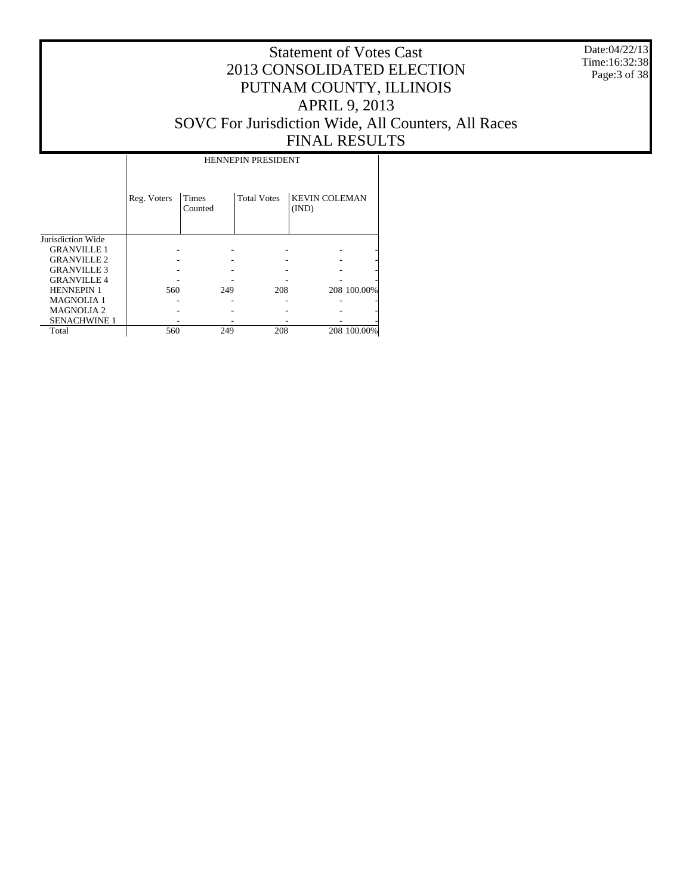# Statement of Votes Cast
# 2013 CONSOLIDATED ELECTION
# PUTNAM COUNTY, ILLINOIS
# APRIL 9, 2013
# SOVC For Jurisdiction Wide, All Counters, All Races
# FINAL RESULTS

Date:04/22/13
Time:16:32:38

| | HENNEPIN PRESIDENT | | | | |
|---|---|---|---|---|---|
| | Reg. Voters | Times Counted | Total Votes | KEVIN COLEMAN (IND) | |
| Jurisdiction Wide | | | | | |
| GRANVILLE 1 | - | - | - | - | - |
| GRANVILLE 2 | - | - | - | - | - |
| GRANVILLE 3 | - | - | - | - | - |
| GRANVILLE 4 | - | - | - | - | - |
| HENNEPIN 1 | 560 | 249 | 208 | 208 | 100.00% |
| MAGNOLIA 1 | - | - | - | - | - |
| MAGNOLIA 2 | - | - | - | - | - |
| SENACHWINE 1 | - | - | - | - | - |
| Total | 560 | 249 | 208 | 208 | 100.00% |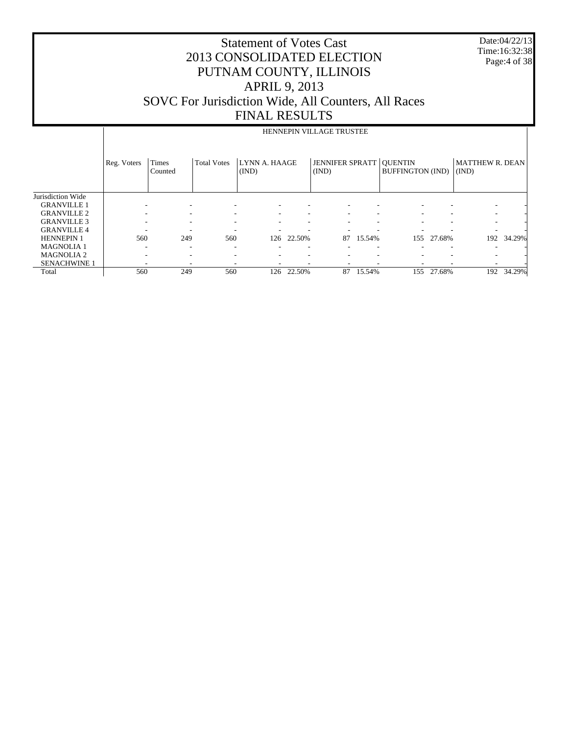# Statement of Votes Cast
# 2013 CONSOLIDATED ELECTION
# PUTNAM COUNTY, ILLINOIS
# APRIL 9, 2013
# SOVC For Jurisdiction Wide, All Counters, All Races
# FINAL RESULTS

Date:04/22/13
Time:16:32:38

| | HENNEPIN VILLAGE TRUSTEE | | | | | | | | | | |
|---|---|---|---|---|---|---|---|---|---|---|---|
| | Reg. Voters | Times Counted | Total Votes | LYNN A. HAAGE (IND) | | JENNIFER SPRATT (IND) | | QUENTIN BUFFINGTON (IND) | | MATTHEW R. DEAN (IND) | |
| Jurisdiction Wide | | | | | | | | | | | |
| GRANVILLE 1 | - | - | - | - | - | - | - | - | - | - | - |
| GRANVILLE 2 | - | - | - | - | - | - | - | - | - | - | - |
| GRANVILLE 3 | - | - | - | - | - | - | - | - | - | - | - |
| GRANVILLE 4 | - | - | - | - | - | - | - | - | - | - | - |
| HENNEPIN 1 | 560 | 249 | 560 | 126 | 22.50% | 87 | 15.54% | 155 | 27.68% | 192 | 34.29% |
| MAGNOLIA 1 | - | - | - | - | - | - | - | - | - | - | - |
| MAGNOLIA 2 | - | - | - | - | - | - | - | - | - | - | - |
| SENACHWINE 1 | - | - | - | - | - | - | - | - | - | - | - |
| Total | 560 | 249 | 560 | 126 | 22.50% | 87 | 15.54% | 155 | 27.68% | 192 | 34.29% |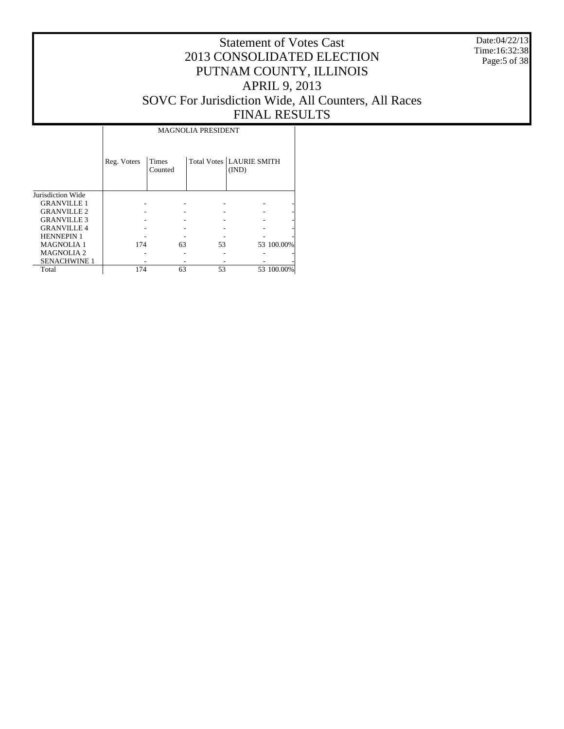# Statement of Votes Cast
# 2013 CONSOLIDATED ELECTION
# PUTNAM COUNTY, ILLINOIS
# APRIL 9, 2013
# SOVC For Jurisdiction Wide, All Counters, All Races
# FINAL RESULTS

Date:04/22/13
Time:16:32:38

| | MAGNOLIA PRESIDENT | | | | |
|---|---|---|---|---|---|
| | Reg. Voters | Times Counted | Total Votes | LAURIE SMITH (IND) | |
| Jurisdiction Wide | | | | | |
| GRANVILLE 1 | - | - | - | - | - |
| GRANVILLE 2 | - | - | - | - | - |
| GRANVILLE 3 | - | - | - | - | - |
| GRANVILLE 4 | - | - | - | - | - |
| HENNEPIN 1 | - | - | - | - | - |
| MAGNOLIA 1 | 174 | 63 | 53 | 53 | 100.00% |
| MAGNOLIA 2 | - | - | - | - | - |
| SENACHWINE 1 | - | - | - | - | - |
| Total | 174 | 63 | 53 | 53 | 100.00% |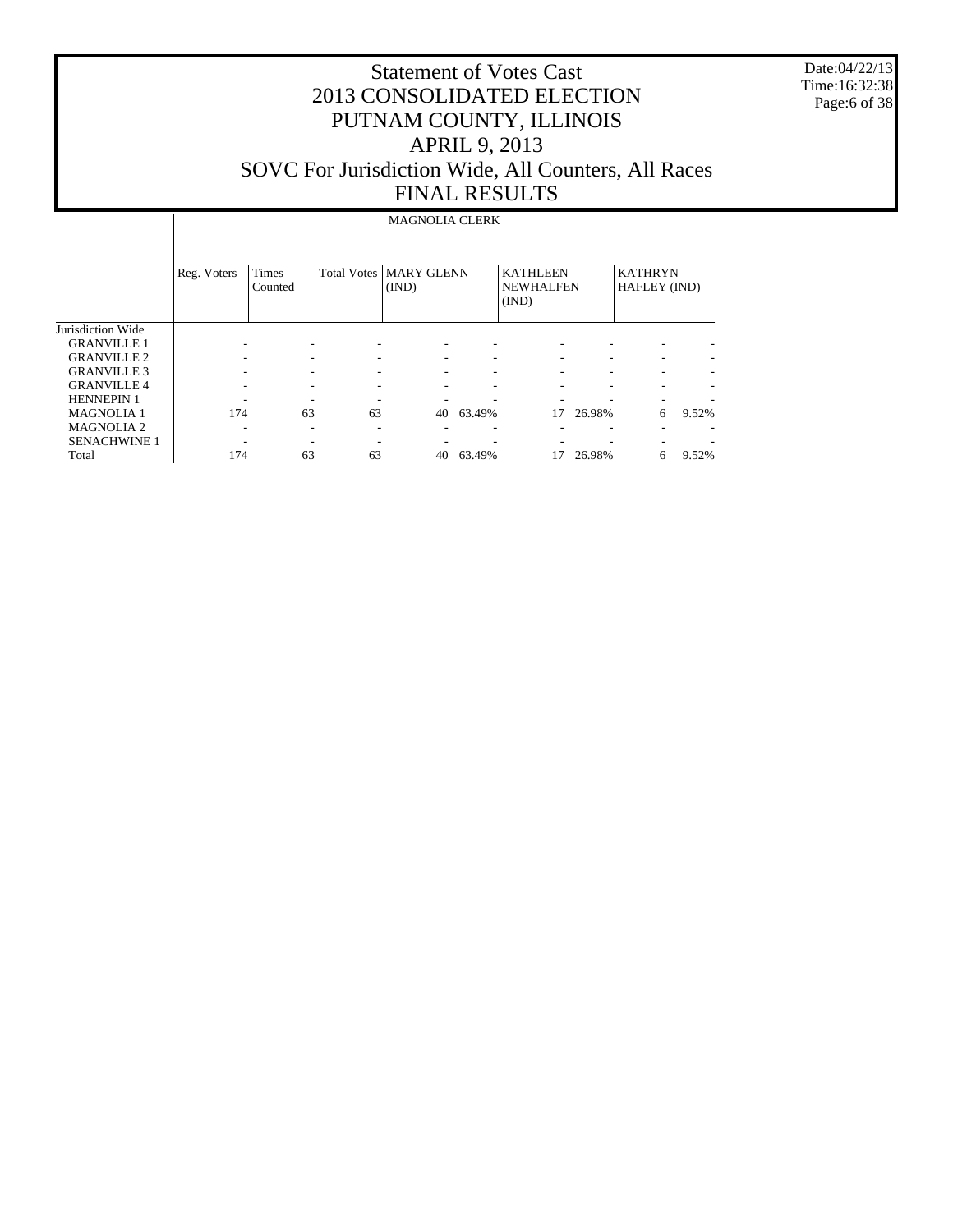# Statement of Votes Cast
## 2013 CONSOLIDATED ELECTION
## PUTNAM COUNTY, ILLINOIS
## APRIL 9, 2013
## SOVC For Jurisdiction Wide, All Counters, All Races
## FINAL RESULTS

Date:04/22/13
Time:16:32:38

| | MAGNOLIA CLERK | | | | | | | | |
|---|---|---|---|---|---|---|---|---|---|
| | Reg. Voters | Times Counted | Total Votes | MARY GLENN (IND) | | KATHLEEN NEWHALFEN (IND) | | KATHRYN HAFLEY (IND) | |
| Jurisdiction Wide | | | | | | | | | |
| GRANVILLE 1 | - | - | - | - | - | - | - | - | - |
| GRANVILLE 2 | - | - | - | - | - | - | - | - | - |
| GRANVILLE 3 | - | - | - | - | - | - | - | - | - |
| GRANVILLE 4 | - | - | - | - | - | - | - | - | - |
| HENNEPIN 1 | - | - | - | - | - | - | - | - | - |
| MAGNOLIA 1 | 174 | 63 | 63 | 40 | 63.49% | 17 | 26.98% | 6 | 9.52% |
| MAGNOLIA 2 | - | - | - | - | - | - | - | - | - |
| SENACHWINE 1 | - | - | - | - | - | - | - | - | - |
| Total | 174 | 63 | 63 | 40 | 63.49% | 17 | 26.98% | 6 | 9.52% |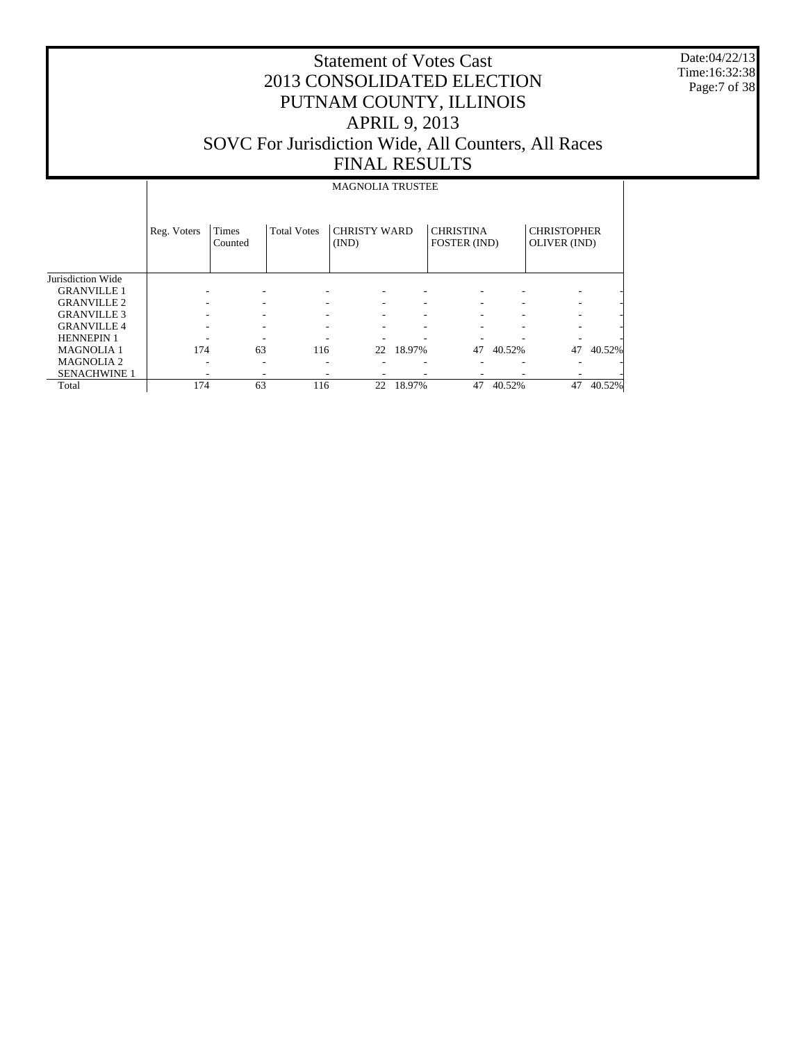# Statement of Votes Cast
# 2013 CONSOLIDATED ELECTION
# PUTNAM COUNTY, ILLINOIS
# APRIL 9, 2013
# SOVC For Jurisdiction Wide, All Counters, All Races
# FINAL RESULTS

Date:04/22/13
Time:16:32:38

| | MAGNOLIA TRUSTEE | | | | | | | | |
|---|---|---|---|---|---|---|---|---|---|
| | Reg. Voters | Times Counted | Total Votes | CHRISTY WARD (IND) | | CHRISTINA FOSTER (IND) | | CHRISTOPHER OLIVER (IND) | |
| Jurisdiction Wide | | | | | | | | | |
| GRANVILLE 1 | - | - | - | - | - | - | - | - | - |
| GRANVILLE 2 | - | - | - | - | - | - | - | - | - |
| GRANVILLE 3 | - | - | - | - | - | - | - | - | - |
| GRANVILLE 4 | - | - | - | - | - | - | - | - | - |
| HENNEPIN 1 | - | - | - | - | - | - | - | - | - |
| MAGNOLIA 1 | 174 | 63 | 116 | 22 | 18.97% | 47 | 40.52% | 47 | 40.52% |
| MAGNOLIA 2 | - | - | - | - | - | - | - | - | - |
| SENACHWINE 1 | - | - | - | - | - | - | - | - | - |
| Total | 174 | 63 | 116 | 22 | 18.97% | 47 | 40.52% | 47 | 40.52% |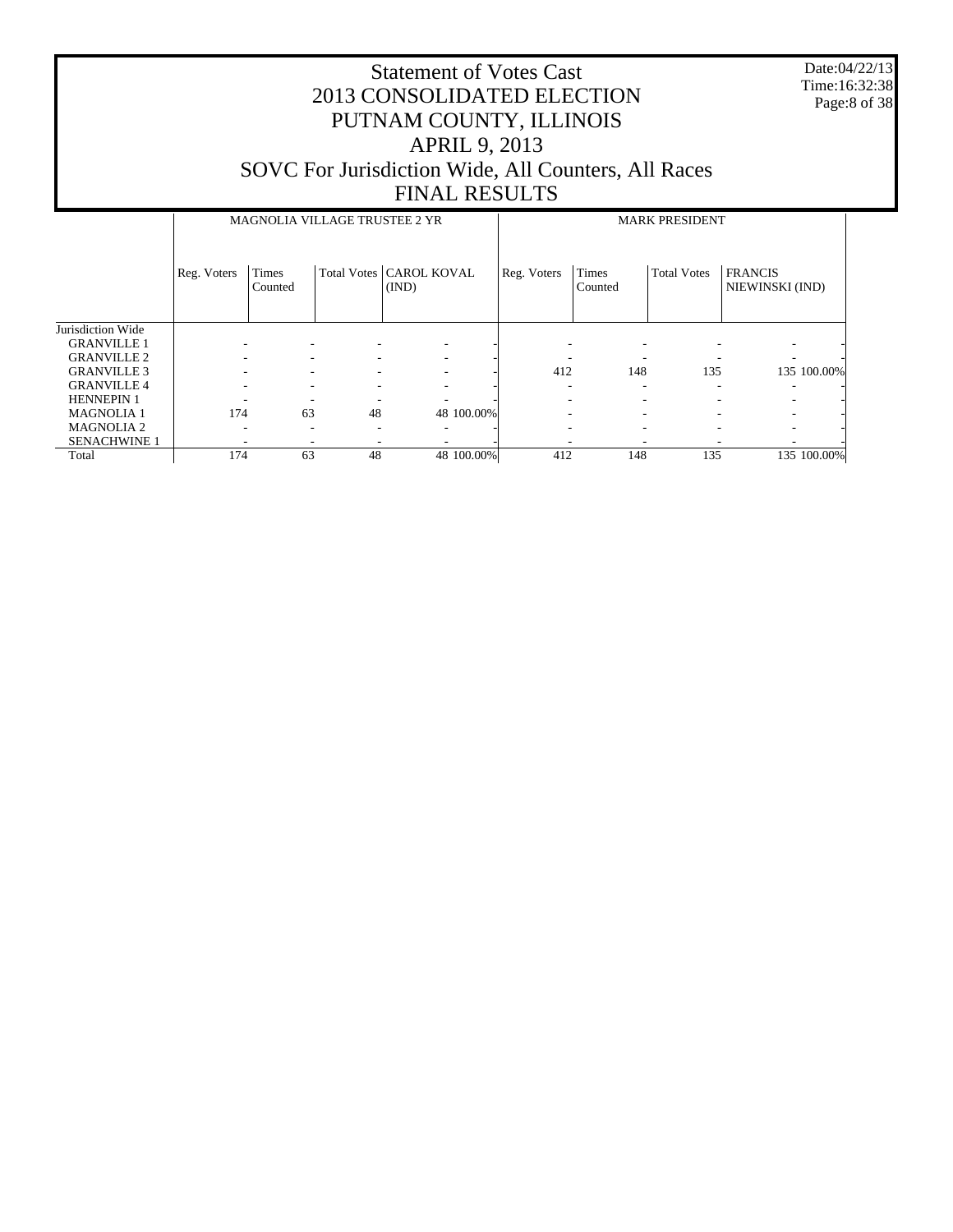# Statement of Votes Cast
# 2013 CONSOLIDATED ELECTION
# PUTNAM COUNTY, ILLINOIS
# APRIL 9, 2013
# SOVC For Jurisdiction Wide, All Counters, All Races
# FINAL RESULTS

Date:04/22/13
Time:16:32:38

| | MAGNOLIA VILLAGE TRUSTEE 2 YR | | | | | MARK PRESIDENT | | | | |
|---|---|---|---|---|---|---|---|---|---|---|
| | Reg. Voters | Times Counted | Total Votes | CAROL KOVAL (IND) | | Reg. Voters | Times Counted | Total Votes | FRANCIS NIEWINSKI (IND) | |
| Jurisdiction Wide | | | | | | | | | | |
| GRANVILLE 1 | - | - | - | - | - | - | - | - | - | - |
| GRANVILLE 2 | - | - | - | - | - | - | - | - | - | - |
| GRANVILLE 3 | - | - | - | - | - | 412 | 148 | 135 | 135 | 100.00% |
| GRANVILLE 4 | - | - | - | - | - | - | - | - | - | - |
| HENNEPIN 1 | - | - | - | - | - | - | - | - | - | - |
| MAGNOLIA 1 | 174 | 63 | 48 | 48 | 100.00% | - | - | - | - | - |
| MAGNOLIA 2 | - | - | - | - | - | - | - | - | - | - |
| SENACHWINE 1 | - | - | - | - | - | - | - | - | - | - |
| Total | 174 | 63 | 48 | 48 | 100.00% | 412 | 148 | 135 | 135 | 100.00% |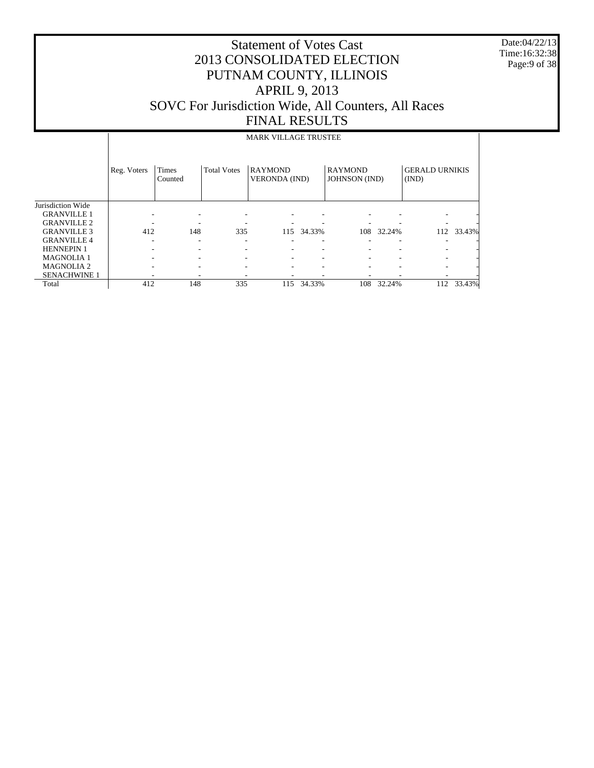# Statement of Votes Cast
# 2013 CONSOLIDATED ELECTION
# PUTNAM COUNTY, ILLINOIS
# APRIL 9, 2013
# SOVC For Jurisdiction Wide, All Counters, All Races
# FINAL RESULTS

Date:04/22/13
Time:16:32:38

MARK VILLAGE TRUSTEE

| | Reg. Voters | Times Counted | Total Votes | RAYMOND VERONDA (IND) | | RAYMOND JOHNSON (IND) | | GERALD URNIKIS (IND) | |
|---|---|---|---|---|---|---|---|---|---|
| Jurisdiction Wide | | | | | | | | | |
| GRANVILLE 1 | - | - | - | - | - | - | - | - | - |
| GRANVILLE 2 | - | - | - | - | - | - | - | - | - |
| GRANVILLE 3 | 412 | 148 | 335 | 115 | 34.33% | 108 | 32.24% | 112 | 33.43% |
| GRANVILLE 4 | - | - | - | - | - | - | - | - | - |
| HENNEPIN 1 | - | - | - | - | - | - | - | - | - |
| MAGNOLIA 1 | - | - | - | - | - | - | - | - | - |
| MAGNOLIA 2 | - | - | - | - | - | - | - | - | - |
| SENACHWINE 1 | - | - | - | - | - | - | - | - | - |
| Total | 412 | 148 | 335 | 115 | 34.33% | 108 | 32.24% | 112 | 33.43% |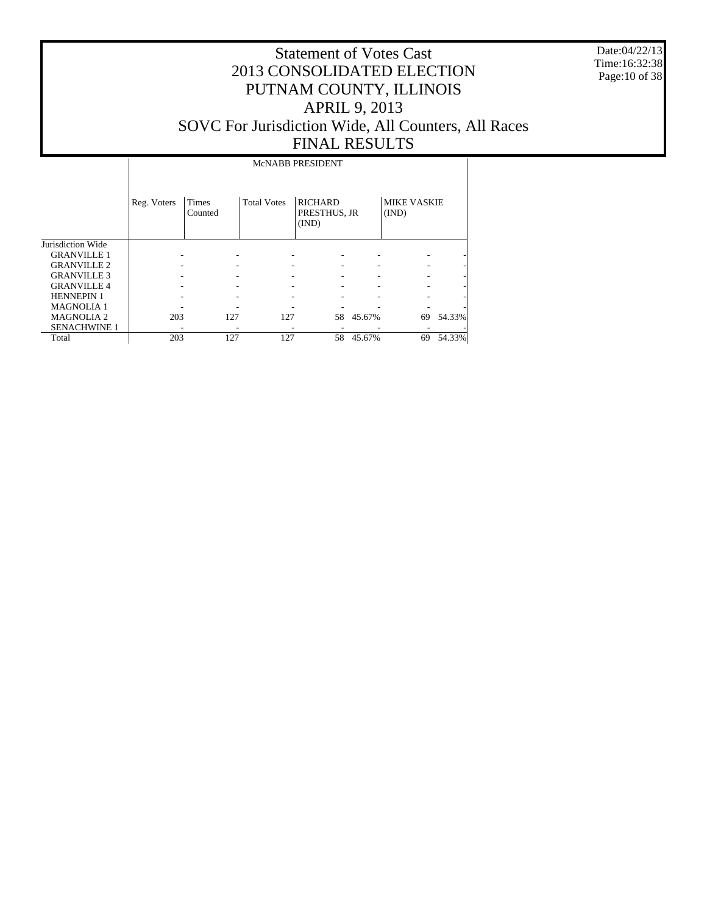# Statement of Votes Cast
# 2013 CONSOLIDATED ELECTION
# PUTNAM COUNTY, ILLINOIS
# APRIL 9, 2013
# SOVC For Jurisdiction Wide, All Counters, All Races
# FINAL RESULTS

Date:04/22/13
Time:16:32:38

| | McNABB PRESIDENT | | | | | | |
|---|---|---|---|---|---|---|---|
| | Reg. Voters | Times Counted | Total Votes | RICHARD PRESTHUS, JR (IND) | | MIKE VASKIE (IND) | |
| Jurisdiction Wide | | | | | | | |
| GRANVILLE 1 | - | - | - | - | - | - | - |
| GRANVILLE 2 | - | - | - | - | - | - | - |
| GRANVILLE 3 | - | - | - | - | - | - | - |
| GRANVILLE 4 | - | - | - | - | - | - | - |
| HENNEPIN 1 | - | - | - | - | - | - | - |
| MAGNOLIA 1 | - | - | - | - | - | - | - |
| MAGNOLIA 2 | 203 | 127 | 127 | 58 | 45.67% | 69 | 54.33% |
| SENACHWINE 1 | - | - | - | - | - | - | - |
| Total | 203 | 127 | 127 | 58 | 45.67% | 69 | 54.33% |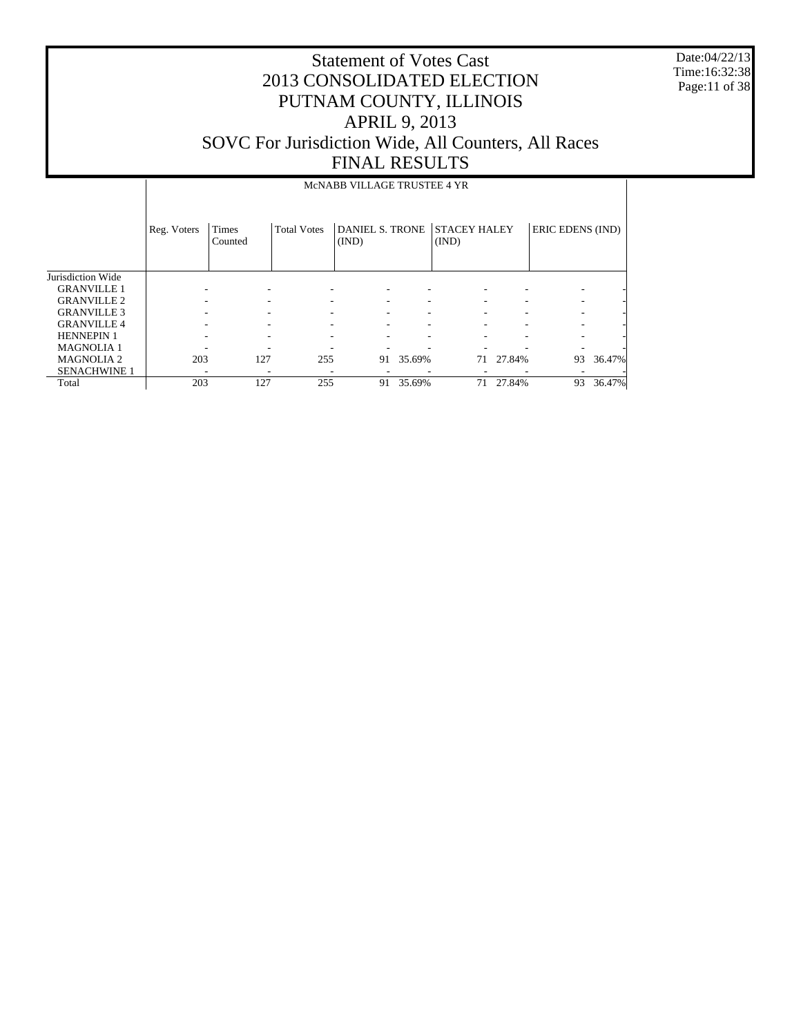# Statement of Votes Cast
# 2013 CONSOLIDATED ELECTION
# PUTNAM COUNTY, ILLINOIS
# APRIL 9, 2013
# SOVC For Jurisdiction Wide, All Counters, All Races
# FINAL RESULTS

Date:04/22/13
Time:16:32:38

McNABB VILLAGE TRUSTEE 4 YR

| | Reg. Voters | Times Counted | Total Votes | DANIEL S. TRONE (IND) | | STACEY HALEY (IND) | | ERIC EDENS (IND) | |
|---|---|---|---|---|---|---|---|---|---|
| Jurisdiction Wide | | | | | | | | | |
| GRANVILLE 1 | - | - | - | - | - | - | - | - | - |
| GRANVILLE 2 | - | - | - | - | - | - | - | - | - |
| GRANVILLE 3 | - | - | - | - | - | - | - | - | - |
| GRANVILLE 4 | - | - | - | - | - | - | - | - | - |
| HENNEPIN 1 | - | - | - | - | - | - | - | - | - |
| MAGNOLIA 1 | - | - | - | - | - | - | - | - | - |
| MAGNOLIA 2 | 203 | 127 | 255 | 91 | 35.69% | 71 | 27.84% | 93 | 36.47% |
| SENACHWINE 1 | - | - | - | - | - | - | - | - | - |
| Total | 203 | 127 | 255 | 91 | 35.69% | 71 | 27.84% | 93 | 36.47% |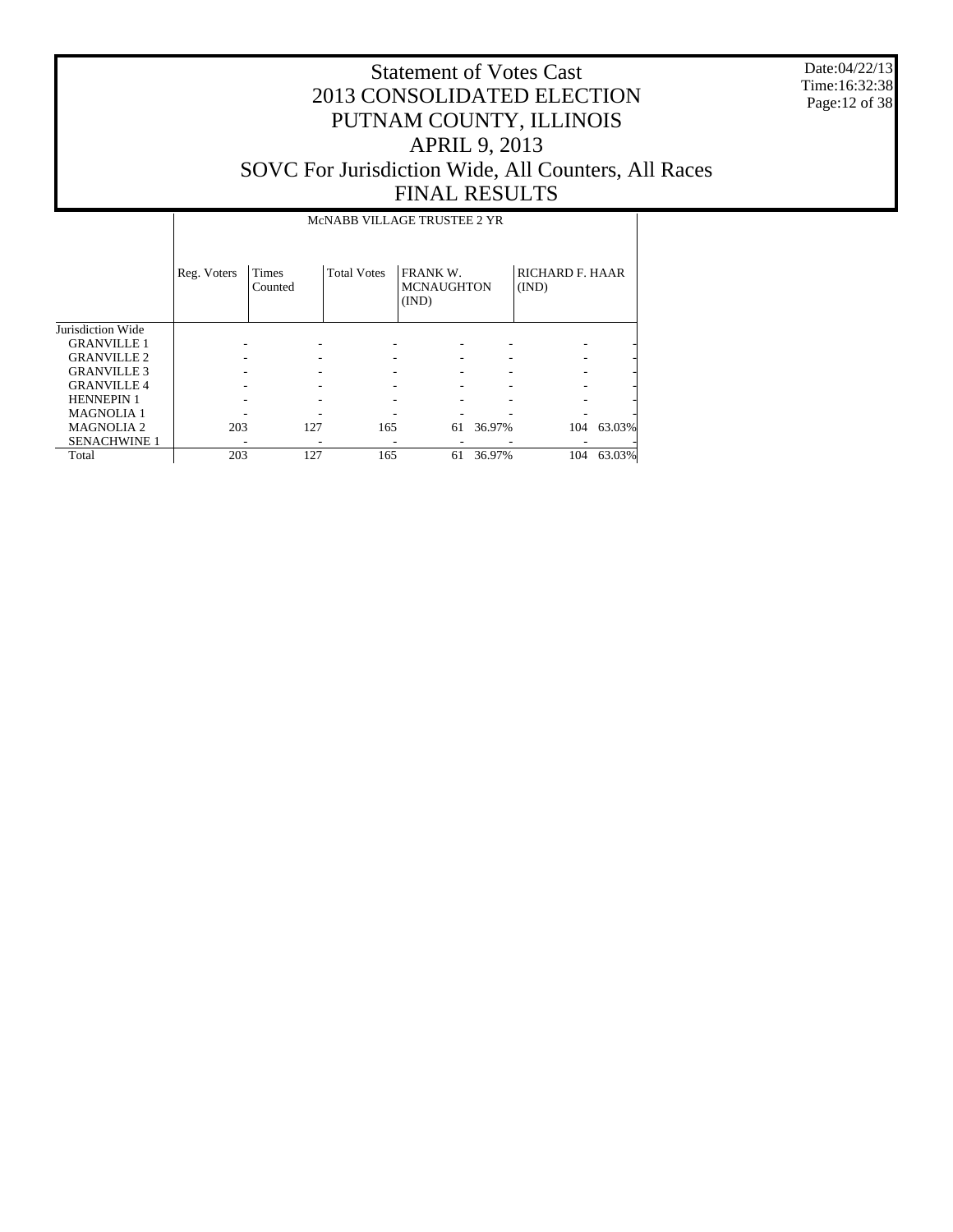# Statement of Votes Cast
# 2013 CONSOLIDATED ELECTION
# PUTNAM COUNTY, ILLINOIS
# APRIL 9, 2013
# SOVC For Jurisdiction Wide, All Counters, All Races
# FINAL RESULTS

Date:04/22/13
Time:16:32:38

| | McNABB VILLAGE TRUSTEE 2 YR | | | | | | |
|---|---|---|---|---|---|---|---|
| | Reg. Voters | Times Counted | Total Votes | FRANK W. MCNAUGHTON (IND) | | RICHARD F. HAAR (IND) | |
| Jurisdiction Wide | | | | | | | |
| GRANVILLE 1 | - | - | - | - | - | - | - |
| GRANVILLE 2 | - | - | - | - | - | - | - |
| GRANVILLE 3 | - | - | - | - | - | - | - |
| GRANVILLE 4 | - | - | - | - | - | - | - |
| HENNEPIN 1 | - | - | - | - | - | - | - |
| MAGNOLIA 1 | - | - | - | - | - | - | - |
| MAGNOLIA 2 | 203 | 127 | 165 | 61 | 36.97% | 104 | 63.03% |
| SENACHWINE 1 | - | - | - | - | - | - | - |
| Total | 203 | 127 | 165 | 61 | 36.97% | 104 | 63.03% |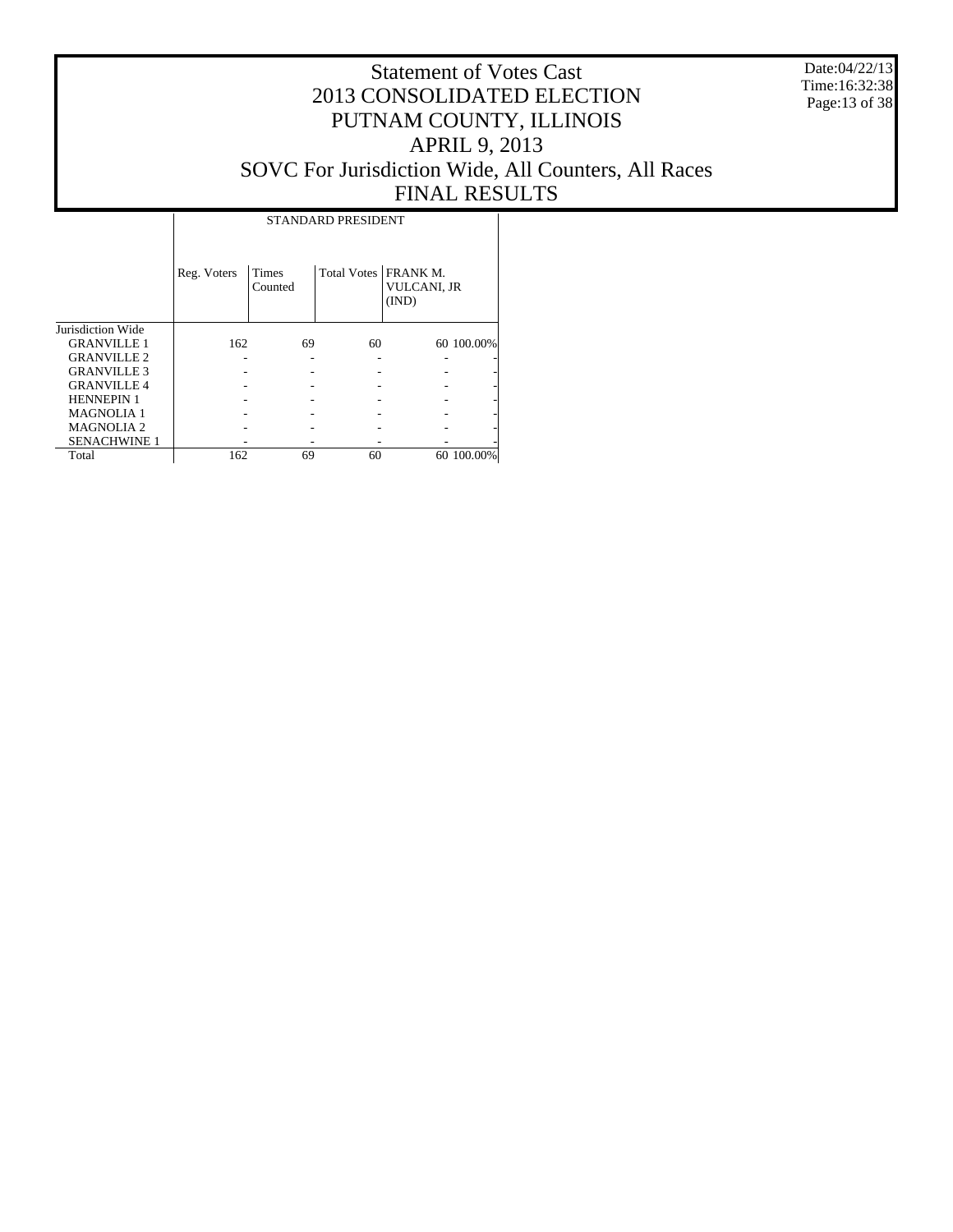# Statement of Votes Cast
## 2013 CONSOLIDATED ELECTION
## PUTNAM COUNTY, ILLINOIS
## APRIL 9, 2013
## SOVC For Jurisdiction Wide, All Counters, All Races
## FINAL RESULTS

Date:04/22/13
Time:16:32:38

| | STANDARD PRESIDENT | | | | |
|---|---|---|---|---|---|
| | Reg. Voters | Times Counted | Total Votes | FRANK M. VULCANI, JR (IND) | |
| Jurisdiction Wide | | | | | |
| GRANVILLE 1 | 162 | 69 | 60 | 60 | 100.00% |
| GRANVILLE 2 | - | - | - | - | - |
| GRANVILLE 3 | - | - | - | - | - |
| GRANVILLE 4 | - | - | - | - | - |
| HENNEPIN 1 | - | - | - | - | - |
| MAGNOLIA 1 | - | - | - | - | - |
| MAGNOLIA 2 | - | - | - | - | - |
| SENACHWINE 1 | - | - | - | - | - |
| Total | 162 | 69 | 60 | 60 | 100.00% |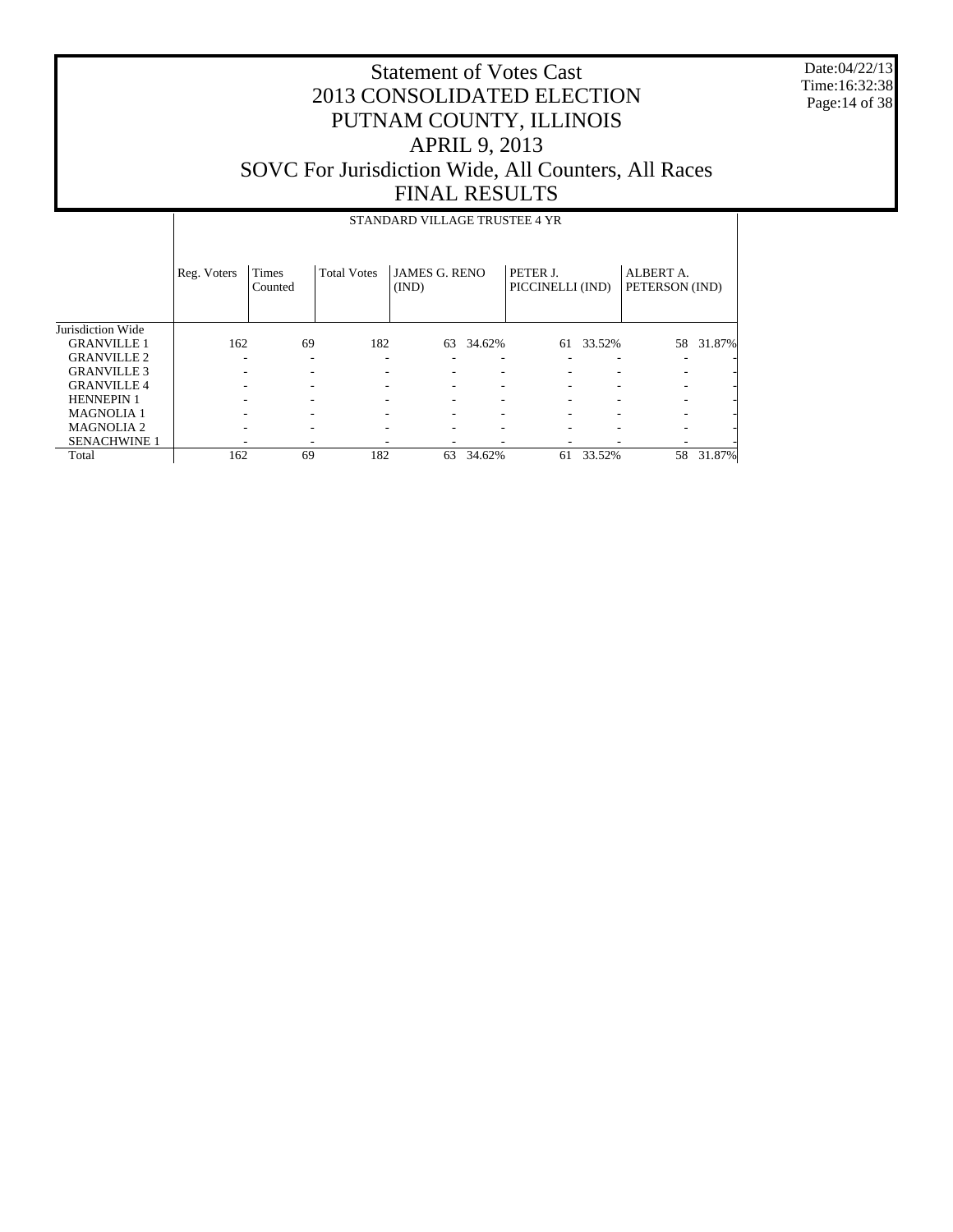# Statement of Votes Cast
# 2013 CONSOLIDATED ELECTION
# PUTNAM COUNTY, ILLINOIS
# APRIL 9, 2013
# SOVC For Jurisdiction Wide, All Counters, All Races
# FINAL RESULTS

Date:04/22/13
Time:16:32:38

STANDARD VILLAGE TRUSTEE 4 YR

| | Reg. Voters | Times Counted | Total Votes | JAMES G. RENO (IND) | | PETER J. PICCINELLI (IND) | | ALBERT A. PETERSON (IND) | |
|---|---|---|---|---|---|---|---|---|---|
| Jurisdiction Wide | | | | | | | | | |
| GRANVILLE 1 | 162 | 69 | 182 | 63 | 34.62% | 61 | 33.52% | 58 | 31.87% |
| GRANVILLE 2 | - | - | - | - | - | - | - | - | - |
| GRANVILLE 3 | - | - | - | - | - | - | - | - | - |
| GRANVILLE 4 | - | - | - | - | - | - | - | - | - |
| HENNEPIN 1 | - | - | - | - | - | - | - | - | - |
| MAGNOLIA 1 | - | - | - | - | - | - | - | - | - |
| MAGNOLIA 2 | - | - | - | - | - | - | - | - | - |
| SENACHWINE 1 | - | - | - | - | - | - | - | - | - |
| Total | 162 | 69 | 182 | 63 | 34.62% | 61 | 33.52% | 58 | 31.87% |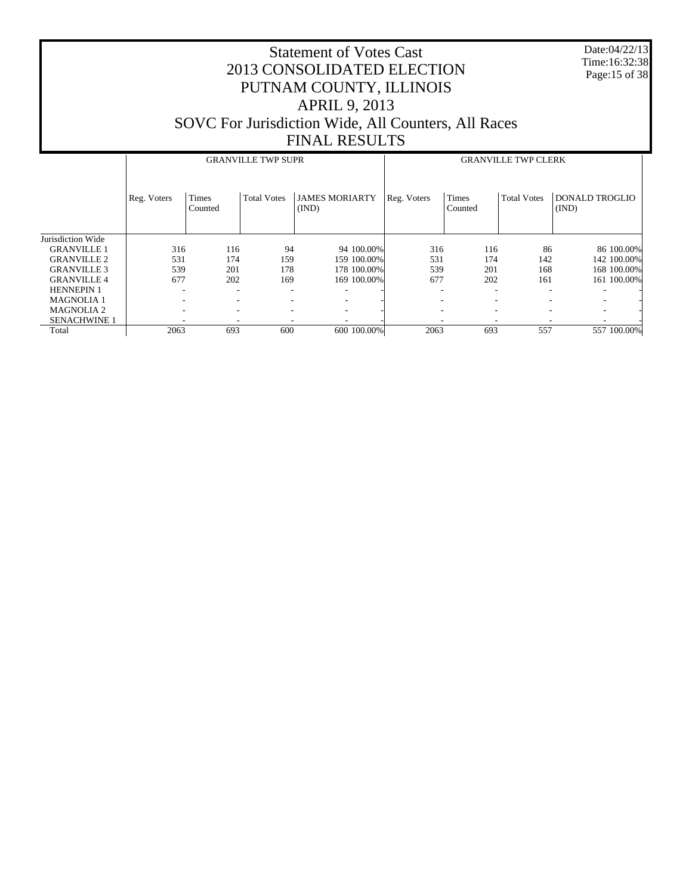# Statement of Votes Cast
# 2013 CONSOLIDATED ELECTION
# PUTNAM COUNTY, ILLINOIS
# APRIL 9, 2013
# SOVC For Jurisdiction Wide, All Counters, All Races
# FINAL RESULTS

Date:04/22/13
Time:16:32:38

| | GRANVILLE TWP SUPR | | | | | GRANVILLE TWP CLERK | | | | |
|---|---|---|---|---|---|---|---|---|---|---|
| | Reg. Voters | Times Counted | Total Votes | JAMES MORIARTY (IND) | | Reg. Voters | Times Counted | Total Votes | DONALD TROGLIO (IND) | |
| Jurisdiction Wide | | | | | | | | | | |
| GRANVILLE 1 | 316 | 116 | 94 | 94 | 100.00% | 316 | 116 | 86 | 86 | 100.00% |
| GRANVILLE 2 | 531 | 174 | 159 | 159 | 100.00% | 531 | 174 | 142 | 142 | 100.00% |
| GRANVILLE 3 | 539 | 201 | 178 | 178 | 100.00% | 539 | 201 | 168 | 168 | 100.00% |
| GRANVILLE 4 | 677 | 202 | 169 | 169 | 100.00% | 677 | 202 | 161 | 161 | 100.00% |
| HENNEPIN 1 | - | - | - | - | - | - | - | - | - | - |
| MAGNOLIA 1 | - | - | - | - | - | - | - | - | - | - |
| MAGNOLIA 2 | - | - | - | - | - | - | - | - | - | - |
| SENACHWINE 1 | - | - | - | - | - | - | - | - | - | - |
| Total | 2063 | 693 | 600 | 600 | 100.00% | 2063 | 693 | 557 | 557 | 100.00% |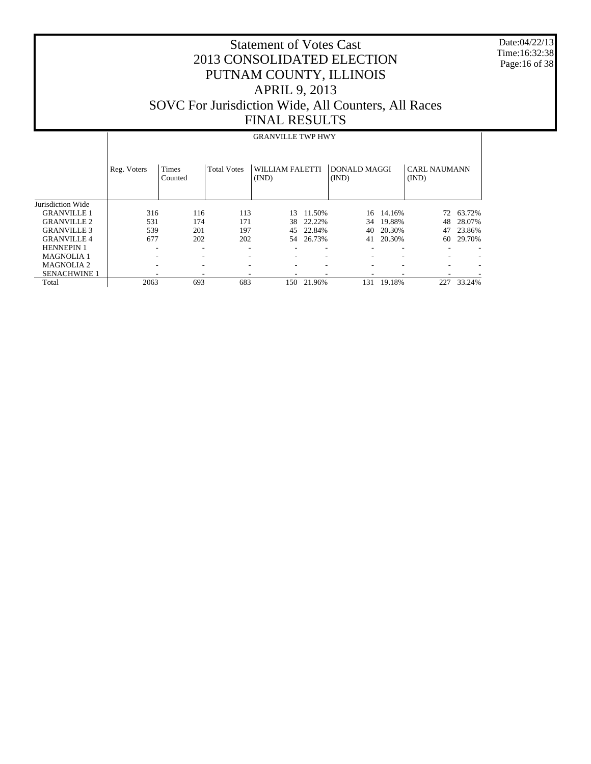# Statement of Votes Cast
# 2013 CONSOLIDATED ELECTION
# PUTNAM COUNTY, ILLINOIS
# APRIL 9, 2013
# SOVC For Jurisdiction Wide, All Counters, All Races
# FINAL RESULTS

Date:04/22/13
Time:16:32:38

| | GRANVILLE TWP HWY | | | | | | | | |
|---|---|---|---|---|---|---|---|---|---|
| | Reg. Voters | Times Counted | Total Votes | WILLIAM FALETTI (IND) | | DONALD MAGGI (IND) | | CARL NAUMANN (IND) | |
| Jurisdiction Wide | | | | | | | | | |
| GRANVILLE 1 | 316 | 116 | 113 | 13 | 11.50% | 16 | 14.16% | 72 | 63.72% |
| GRANVILLE 2 | 531 | 174 | 171 | 38 | 22.22% | 34 | 19.88% | 48 | 28.07% |
| GRANVILLE 3 | 539 | 201 | 197 | 45 | 22.84% | 40 | 20.30% | 47 | 23.86% |
| GRANVILLE 4 | 677 | 202 | 202 | 54 | 26.73% | 41 | 20.30% | 60 | 29.70% |
| HENNEPIN 1 | - | - | - | - | - | - | - | - | - |
| MAGNOLIA 1 | - | - | - | - | - | - | - | - | - |
| MAGNOLIA 2 | - | - | - | - | - | - | - | - | - |
| SENACHWINE 1 | - | - | - | - | - | - | - | - | - |
| Total | 2063 | 693 | 683 | 150 | 21.96% | 131 | 19.18% | 227 | 33.24% |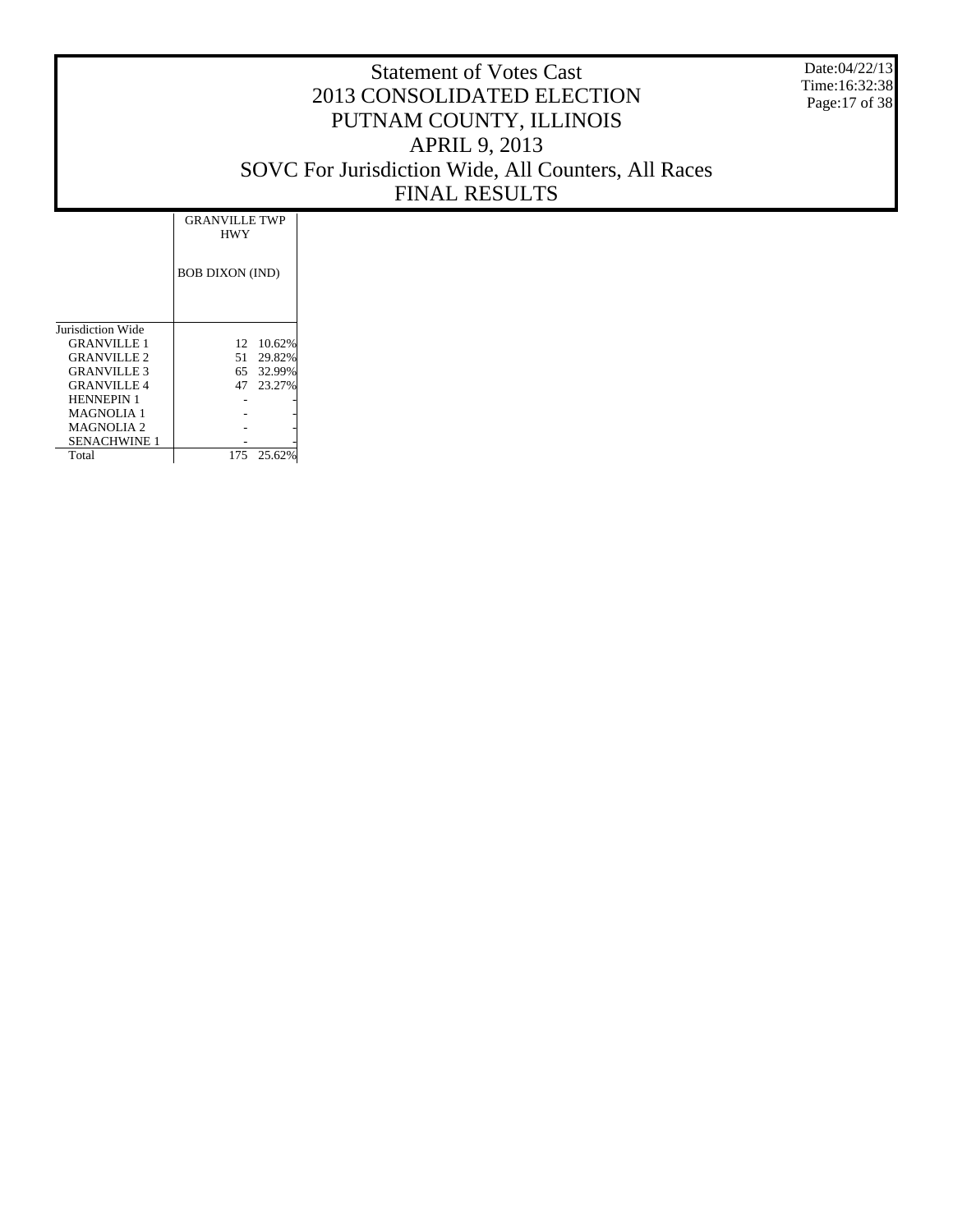# Statement of Votes Cast
## 2013 CONSOLIDATED ELECTION
## PUTNAM COUNTY, ILLINOIS
## APRIL 9, 2013
## SOVC For Jurisdiction Wide, All Counters, All Races
## FINAL RESULTS

Date:04/22/13
Time:16:32:38

| | GRANVILLE TWP HWY | |
|---|---|---|
| | BOB DIXON (IND) | |
| Jurisdiction Wide | | |
| GRANVILLE 1 | 12 | 10.62% |
| GRANVILLE 2 | 51 | 29.82% |
| GRANVILLE 3 | 65 | 32.99% |
| GRANVILLE 4 | 47 | 23.27% |
| HENNEPIN 1 | - | - |
| MAGNOLIA 1 | - | - |
| MAGNOLIA 2 | - | - |
| SENACHWINE 1 | - | - |
| Total | 175 | 25.62% |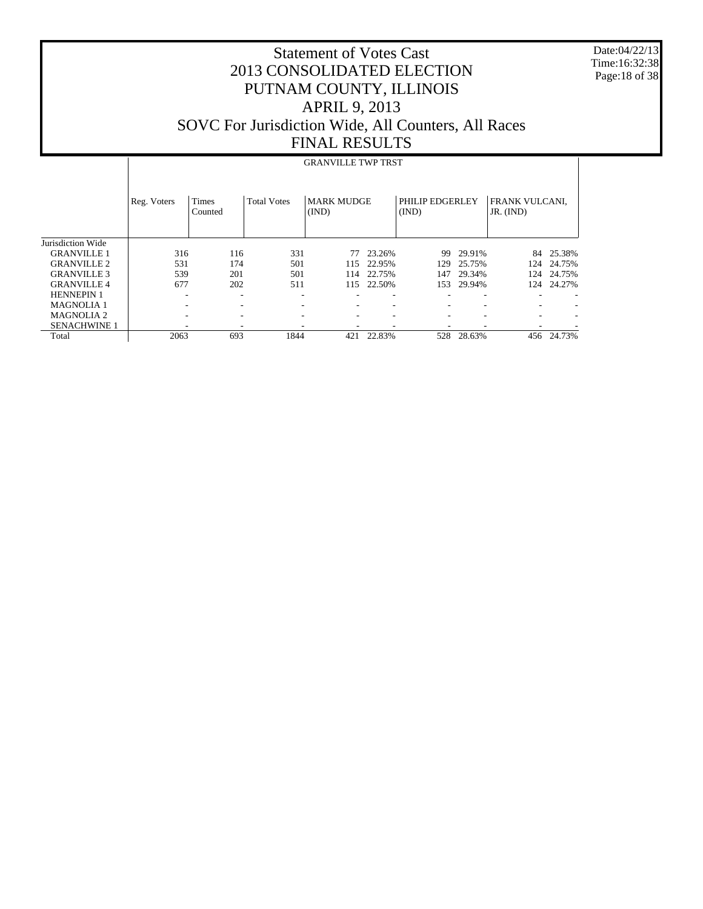# Statement of Votes Cast
# 2013 CONSOLIDATED ELECTION
# PUTNAM COUNTY, ILLINOIS
# APRIL 9, 2013
# SOVC For Jurisdiction Wide, All Counters, All Races
# FINAL RESULTS

Date:04/22/13
Time:16:32:38

| | GRANVILLE TWP TRST | | | | | | | | |
|---|---|---|---|---|---|---|---|---|---|
| | Reg. Voters | Times Counted | Total Votes | MARK MUDGE (IND) | | PHILIP EDGERLEY (IND) | | FRANK VULCANI, JR. (IND) | |
| Jurisdiction Wide | | | | | | | | | |
| GRANVILLE 1 | 316 | 116 | 331 | 77 | 23.26% | 99 | 29.91% | 84 | 25.38% |
| GRANVILLE 2 | 531 | 174 | 501 | 115 | 22.95% | 129 | 25.75% | 124 | 24.75% |
| GRANVILLE 3 | 539 | 201 | 501 | 114 | 22.75% | 147 | 29.34% | 124 | 24.75% |
| GRANVILLE 4 | 677 | 202 | 511 | 115 | 22.50% | 153 | 29.94% | 124 | 24.27% |
| HENNEPIN 1 | - | - | - | - | - | - | - | - | - |
| MAGNOLIA 1 | - | - | - | - | - | - | - | - | - |
| MAGNOLIA 2 | - | - | - | - | - | - | - | - | - |
| SENACHWINE 1 | - | - | - | - | - | - | - | - | - |
| Total | 2063 | 693 | 1844 | 421 | 22.83% | 528 | 28.63% | 456 | 24.73% |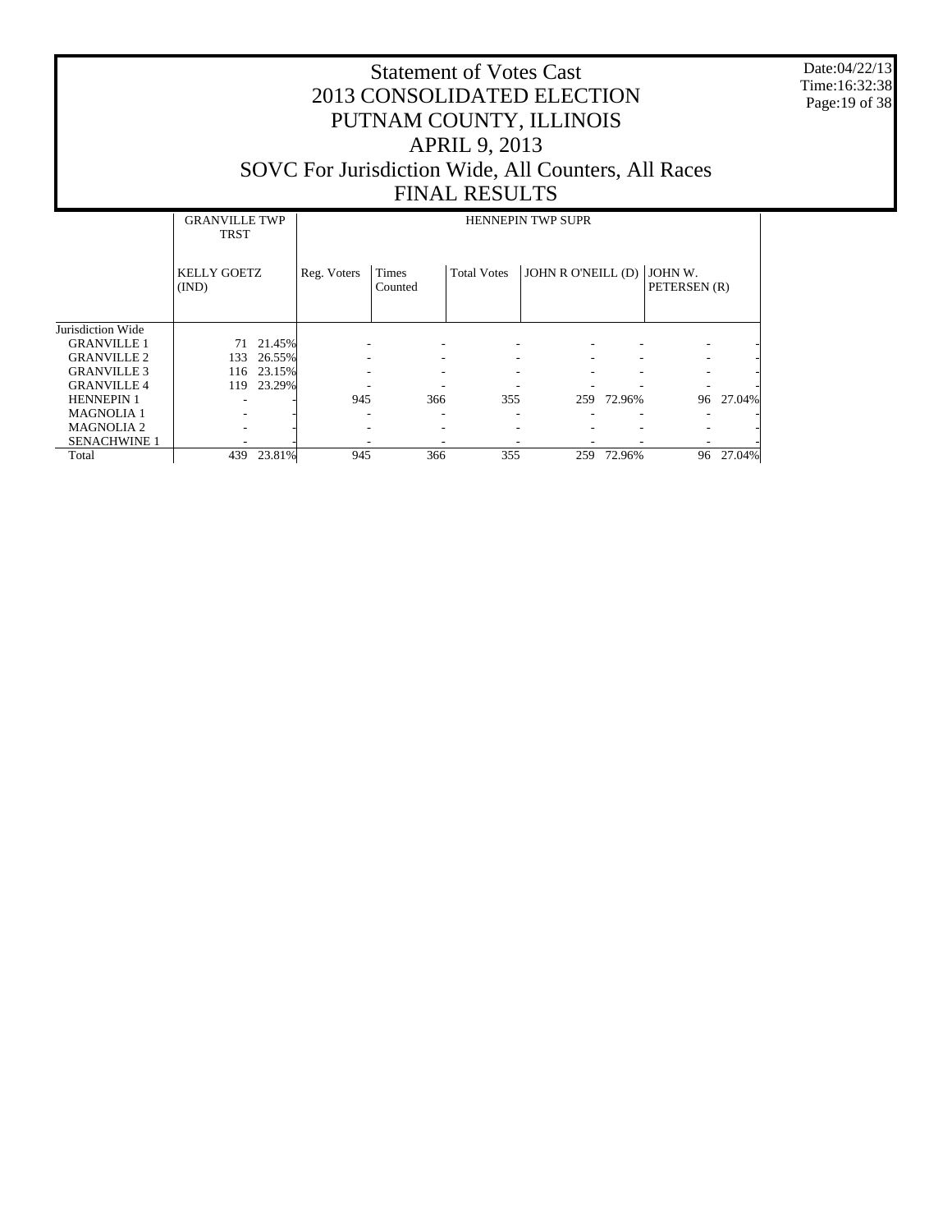# Statement of Votes Cast
# 2013 CONSOLIDATED ELECTION
# PUTNAM COUNTY, ILLINOIS
# APRIL 9, 2013
# SOVC For Jurisdiction Wide, All Counters, All Races
# FINAL RESULTS

Date:04/22/13
Time:16:32:38

| | GRANVILLE TWP TRST | | HENNEPIN TWP SUPR | | | | | | |
|---|---|---|---|---|---|---|---|---|---|
| | KELLY GOETZ (IND) | | Reg. Voters | Times Counted | Total Votes | JOHN R O'NEILL (D) | | JOHN W. PETERSEN (R) | |
| Jurisdiction Wide | | | | | | | | | |
| GRANVILLE 1 | 71 | 21.45% | - | - | - | - | - | - | - |
| GRANVILLE 2 | 133 | 26.55% | - | - | - | - | - | - | - |
| GRANVILLE 3 | 116 | 23.15% | - | - | - | - | - | - | - |
| GRANVILLE 4 | 119 | 23.29% | - | - | - | - | - | - | - |
| HENNEPIN 1 | - | - | 945 | 366 | 355 | 259 | 72.96% | 96 | 27.04% |
| MAGNOLIA 1 | - | - | - | - | - | - | - | - | - |
| MAGNOLIA 2 | - | - | - | - | - | - | - | - | - |
| SENACHWINE 1 | - | - | - | - | - | - | - | - | - |
| Total | 439 | 23.81% | 945 | 366 | 355 | 259 | 72.96% | 96 | 27.04% |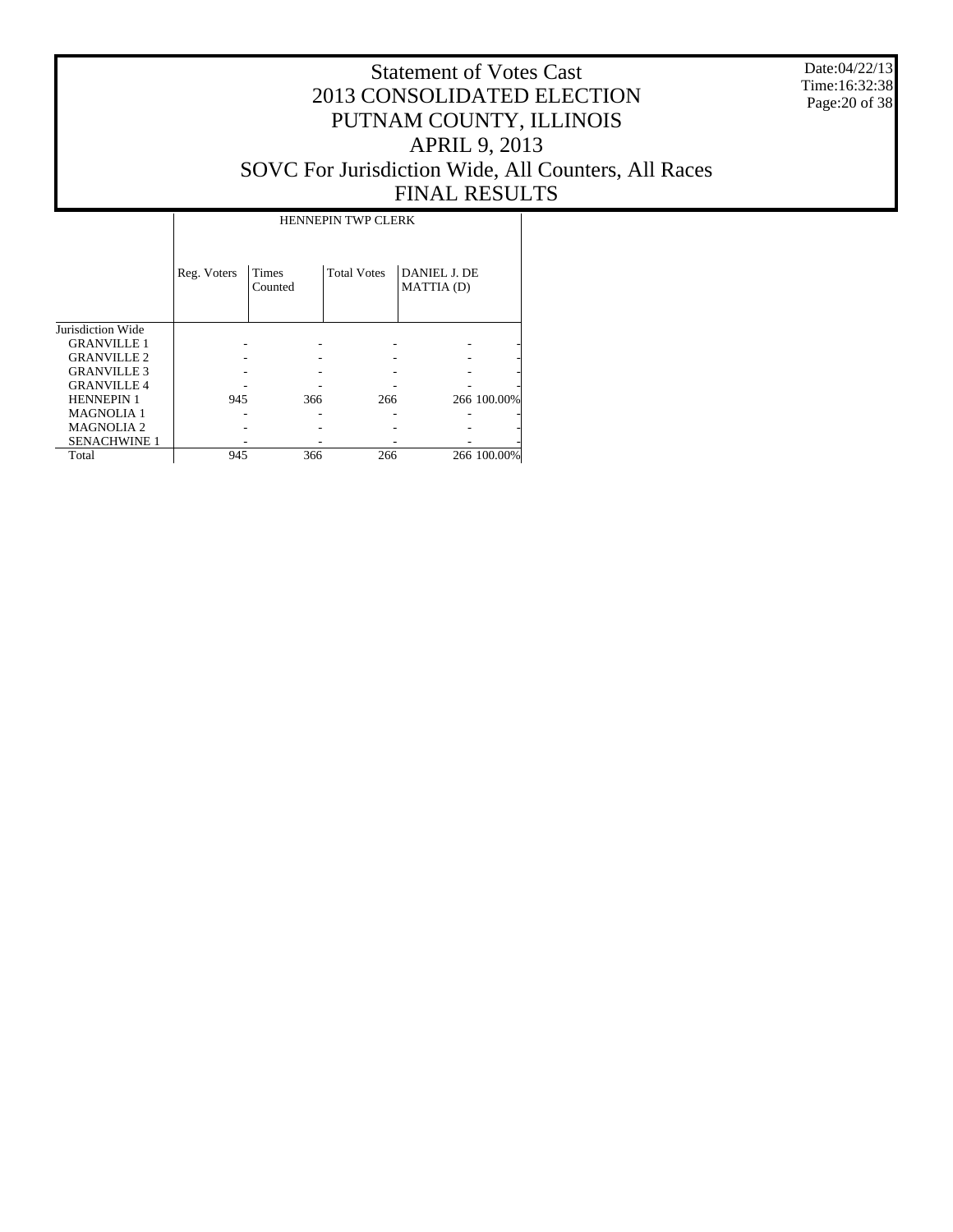# Statement of Votes Cast
# 2013 CONSOLIDATED ELECTION
# PUTNAM COUNTY, ILLINOIS
# APRIL 9, 2013
# SOVC For Jurisdiction Wide, All Counters, All Races
# FINAL RESULTS

Date:04/22/13
Time:16:32:38

| | HENNEPIN TWP CLERK | | | | |
|---|---|---|---|---|---|
| | Reg. Voters | Times Counted | Total Votes | DANIEL J. DE MATTIA (D) | |
| Jurisdiction Wide | | | | | |
| GRANVILLE 1 | - | - | - | - | - |
| GRANVILLE 2 | - | - | - | - | - |
| GRANVILLE 3 | - | - | - | - | - |
| GRANVILLE 4 | - | - | - | - | - |
| HENNEPIN 1 | 945 | 366 | 266 | 266 | 100.00% |
| MAGNOLIA 1 | - | - | - | - | - |
| MAGNOLIA 2 | - | - | - | - | - |
| SENACHWINE 1 | - | - | - | - | - |
| Total | 945 | 366 | 266 | 266 | 100.00% |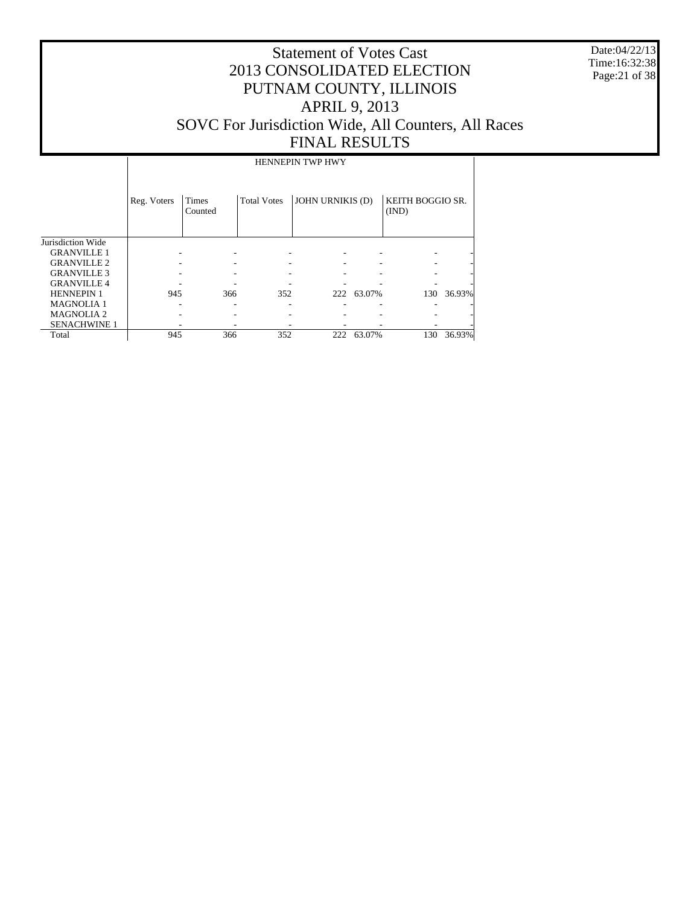# Statement of Votes Cast
# 2013 CONSOLIDATED ELECTION
# PUTNAM COUNTY, ILLINOIS
# APRIL 9, 2013
# SOVC For Jurisdiction Wide, All Counters, All Races
# FINAL RESULTS

Date:04/22/13
Time:16:32:38

| | HENNEPIN TWP HWY | | | | | | |
|---|---|---|---|---|---|---|---|
| | Reg. Voters | Times Counted | Total Votes | JOHN URNIKIS (D) | | KEITH BOGGIO SR. (IND) | |
| Jurisdiction Wide | | | | | | | |
| GRANVILLE 1 | - | - | - | - | - | - | - |
| GRANVILLE 2 | - | - | - | - | - | - | - |
| GRANVILLE 3 | - | - | - | - | - | - | - |
| GRANVILLE 4 | - | - | - | - | - | - | - |
| HENNEPIN 1 | 945 | 366 | 352 | 222 | 63.07% | 130 | 36.93% |
| MAGNOLIA 1 | - | - | - | - | - | - | - |
| MAGNOLIA 2 | - | - | - | - | - | - | - |
| SENACHWINE 1 | - | - | - | - | - | - | - |
| Total | 945 | 366 | 352 | 222 | 63.07% | 130 | 36.93% |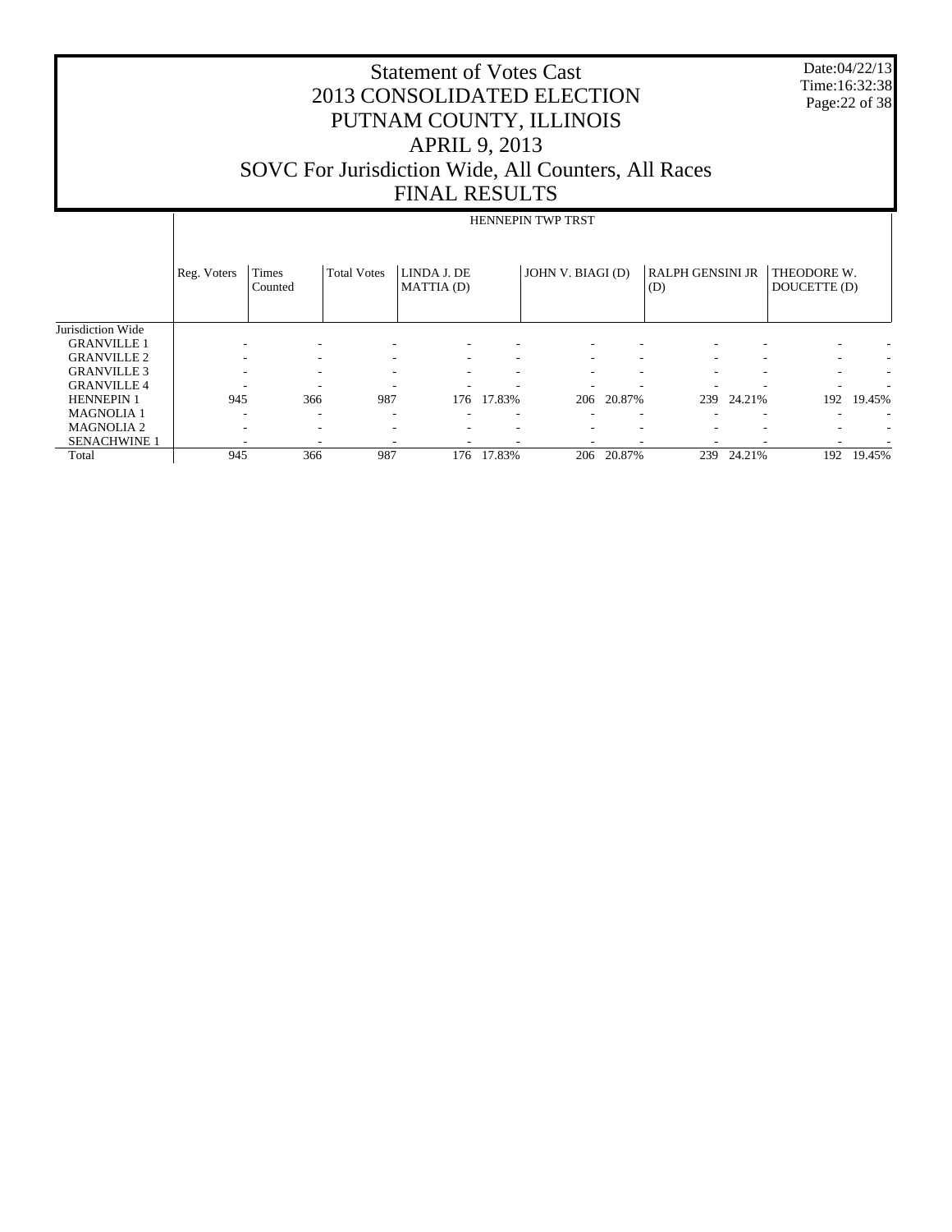# Statement of Votes Cast
# 2013 CONSOLIDATED ELECTION
# PUTNAM COUNTY, ILLINOIS
# APRIL 9, 2013
# SOVC For Jurisdiction Wide, All Counters, All Races
# FINAL RESULTS

Date:04/22/13
Time:16:32:38

| | HENNEPIN TWP TRST | | | | | | | | | | |
|---|---|---|---|---|---|---|---|---|---|---|---|
| | Reg. Voters | Times Counted | Total Votes | LINDA J. DE MATTIA (D) | | JOHN V. BIAGI (D) | | RALPH GENSINI JR (D) | | THEODORE W. DOUCETTE (D) | |
| Jurisdiction Wide | | | | | | | | | | | |
| GRANVILLE 1 | - | - | - | - | - | - | - | - | - | - | - |
| GRANVILLE 2 | - | - | - | - | - | - | - | - | - | - | - |
| GRANVILLE 3 | - | - | - | - | - | - | - | - | - | - | - |
| GRANVILLE 4 | - | - | - | - | - | - | - | - | - | - | - |
| HENNEPIN 1 | 945 | 366 | 987 | 176 | 17.83% | 206 | 20.87% | 239 | 24.21% | 192 | 19.45% |
| MAGNOLIA 1 | - | - | - | - | - | - | - | - | - | - | - |
| MAGNOLIA 2 | - | - | - | - | - | - | - | - | - | - | - |
| SENACHWINE 1 | - | - | - | - | - | - | - | - | - | - | - |
| Total | 945 | 366 | 987 | 176 | 17.83% | 206 | 20.87% | 239 | 24.21% | 192 | 19.45% |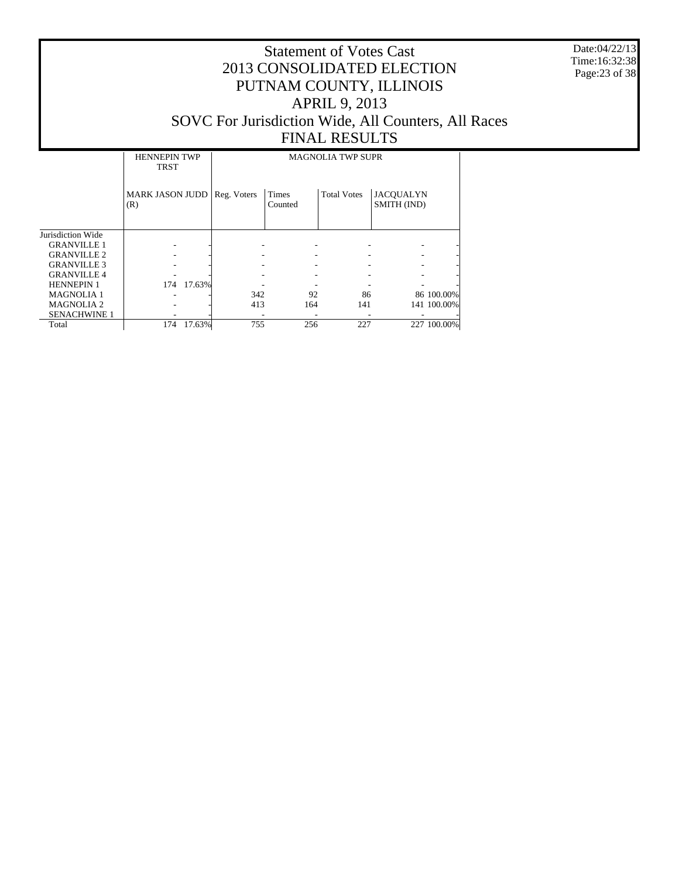# Statement of Votes Cast
# 2013 CONSOLIDATED ELECTION
# PUTNAM COUNTY, ILLINOIS
# APRIL 9, 2013
# SOVC For Jurisdiction Wide, All Counters, All Races
# FINAL RESULTS

Date:04/22/13
Time:16:32:38

| | HENNEPIN TWP TRST | | MAGNOLIA TWP SUPR | | | | |
|---|---|---|---|---|---|---|---|
| | MARK JASON JUDD (R) | | Reg. Voters | Times Counted | Total Votes | JACQUALYN SMITH (IND) | |
| Jurisdiction Wide | | | | | | | |
| GRANVILLE 1 | - | - | - | - | - | - | - |
| GRANVILLE 2 | - | - | - | - | - | - | - |
| GRANVILLE 3 | - | - | - | - | - | - | - |
| GRANVILLE 4 | - | - | - | - | - | - | - |
| HENNEPIN 1 | 174 | 17.63% | - | - | - | - | - |
| MAGNOLIA 1 | - | - | 342 | 92 | 86 | 86 | 100.00% |
| MAGNOLIA 2 | - | - | 413 | 164 | 141 | 141 | 100.00% |
| SENACHWINE 1 | - | - | - | - | - | - | - |
| Total | 174 | 17.63% | 755 | 256 | 227 | 227 | 100.00% |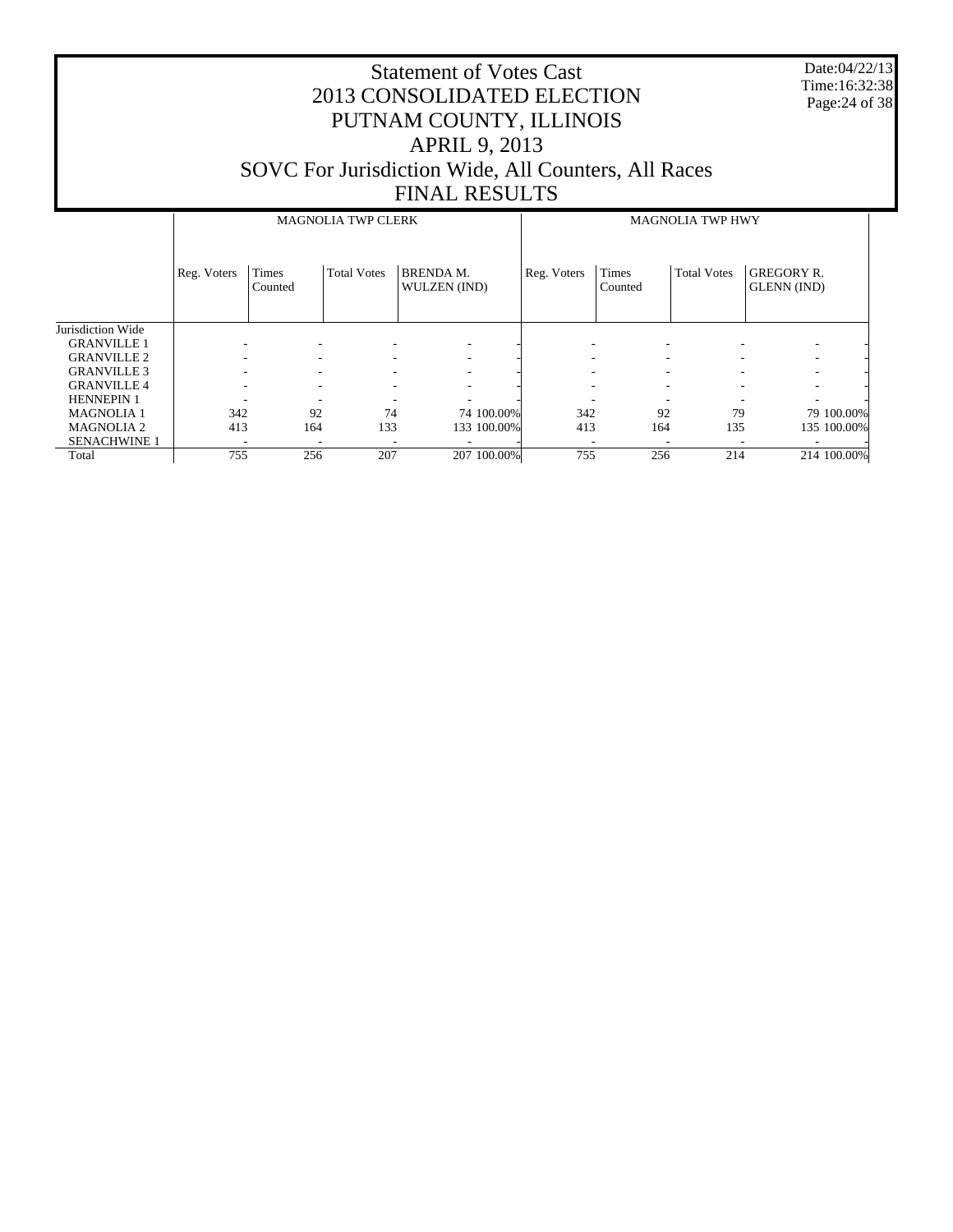# Statement of Votes Cast
# 2013 CONSOLIDATED ELECTION
# PUTNAM COUNTY, ILLINOIS
# APRIL 9, 2013
# SOVC For Jurisdiction Wide, All Counters, All Races
# FINAL RESULTS

Date:04/22/13
Time:16:32:38

| | MAGNOLIA TWP CLERK | | | | | MAGNOLIA TWP HWY | | | | |
|---|---|---|---|---|---|---|---|---|---|---|
| | Reg. Voters | Times Counted | Total Votes | BRENDA M. WULZEN (IND) | | Reg. Voters | Times Counted | Total Votes | GREGORY R. GLENN (IND) | |
| Jurisdiction Wide | | | | | | | | | | |
| GRANVILLE 1 | - | - | - | - | - | - | - | - | - | - |
| GRANVILLE 2 | - | - | - | - | - | - | - | - | - | - |
| GRANVILLE 3 | - | - | - | - | - | - | - | - | - | - |
| GRANVILLE 4 | - | - | - | - | - | - | - | - | - | - |
| HENNEPIN 1 | - | - | - | - | - | - | - | - | - | - |
| MAGNOLIA 1 | 342 | 92 | 74 | 74 | 100.00% | 342 | 92 | 79 | 79 | 100.00% |
| MAGNOLIA 2 | 413 | 164 | 133 | 133 | 100.00% | 413 | 164 | 135 | 135 | 100.00% |
| SENACHWINE 1 | - | - | - | - | - | - | - | - | - | - |
| Total | 755 | 256 | 207 | 207 | 100.00% | 755 | 256 | 214 | 214 | 100.00% |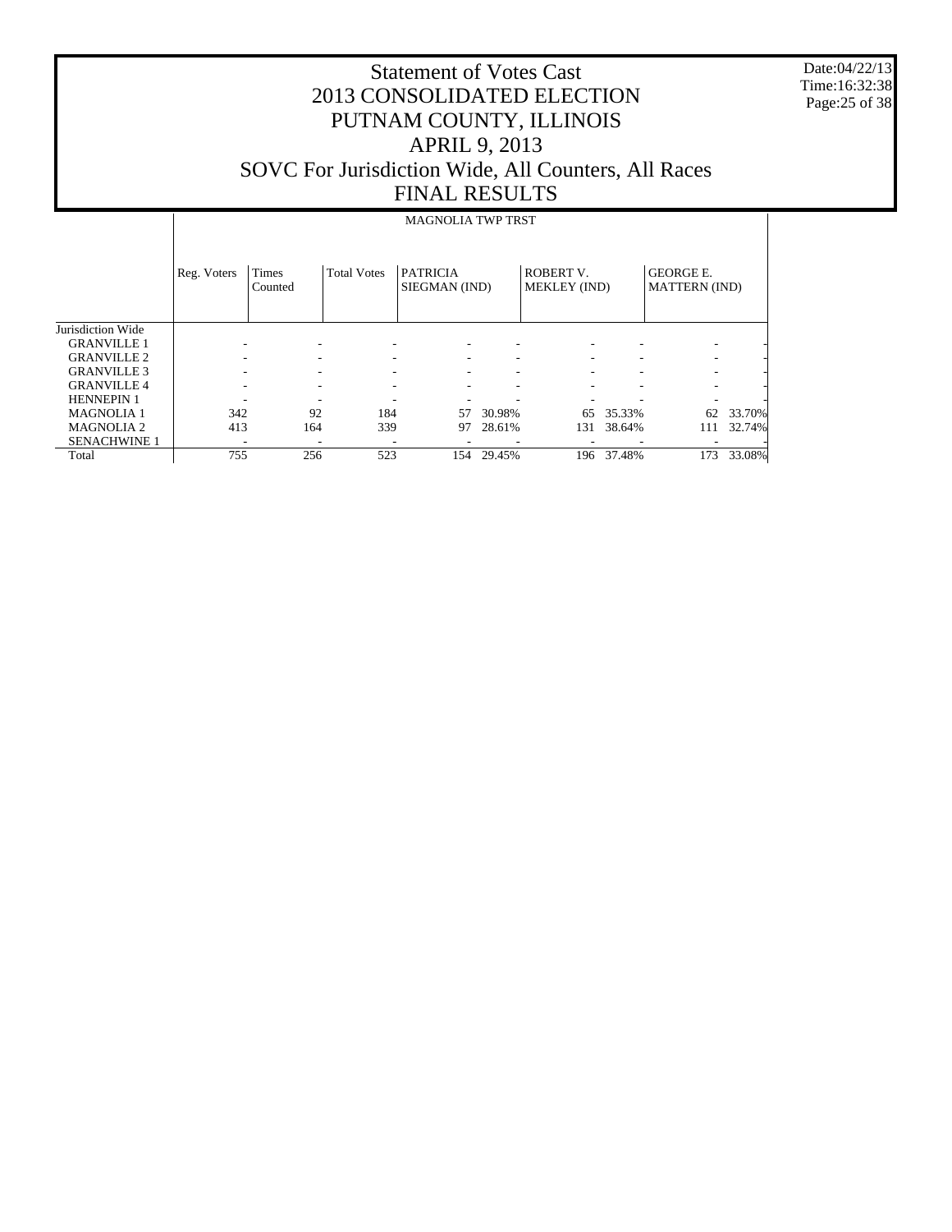# Statement of Votes Cast
# 2013 CONSOLIDATED ELECTION
# PUTNAM COUNTY, ILLINOIS
# APRIL 9, 2013
# SOVC For Jurisdiction Wide, All Counters, All Races
# FINAL RESULTS

Date:04/22/13
Time:16:32:38

| | MAGNOLIA TWP TRST | | | | | | | | |
|---|---|---|---|---|---|---|---|---|---|
| | Reg. Voters | Times Counted | Total Votes | PATRICIA SIEGMAN (IND) | | ROBERT V. MEKLEY (IND) | | GEORGE E. MATTERN (IND) | |
| Jurisdiction Wide | | | | | | | | | |
| GRANVILLE 1 | - | - | - | - | - | - | - | - | - |
| GRANVILLE 2 | - | - | - | - | - | - | - | - | - |
| GRANVILLE 3 | - | - | - | - | - | - | - | - | - |
| GRANVILLE 4 | - | - | - | - | - | - | - | - | - |
| HENNEPIN 1 | - | - | - | - | - | - | - | - | - |
| MAGNOLIA 1 | 342 | 92 | 184 | 57 | 30.98% | 65 | 35.33% | 62 | 33.70% |
| MAGNOLIA 2 | 413 | 164 | 339 | 97 | 28.61% | 131 | 38.64% | 111 | 32.74% |
| SENACHWINE 1 | - | - | - | - | - | - | - | - | - |
| Total | 755 | 256 | 523 | 154 | 29.45% | 196 | 37.48% | 173 | 33.08% |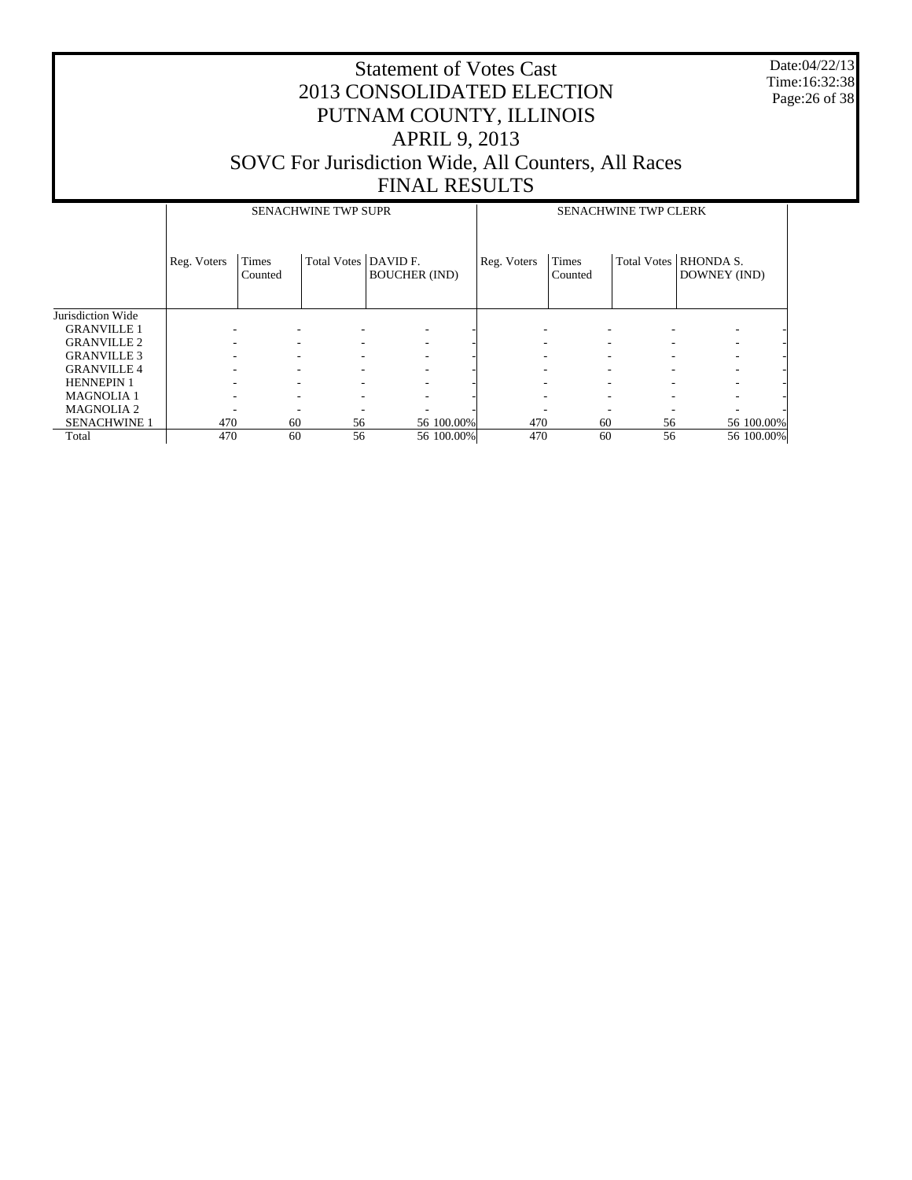# Statement of Votes Cast
## 2013 CONSOLIDATED ELECTION
## PUTNAM COUNTY, ILLINOIS
## APRIL 9, 2013
## SOVC For Jurisdiction Wide, All Counters, All Races
## FINAL RESULTS

Date:04/22/13
Time:16:32:38

| | SENACHWINE TWP SUPR | | | | | SENACHWINE TWP CLERK | | | | |
|---|---|---|---|---|---|---|---|---|---|---|
| | Reg. Voters | Times Counted | Total Votes | DAVID F. BOUCHER (IND) | | Reg. Voters | Times Counted | Total Votes | RHONDA S. DOWNEY (IND) | |
| Jurisdiction Wide | | | | | | | | | | |
| GRANVILLE 1 | - | - | - | - | - | - | - | - | - | - |
| GRANVILLE 2 | - | - | - | - | - | - | - | - | - | - |
| GRANVILLE 3 | - | - | - | - | - | - | - | - | - | - |
| GRANVILLE 4 | - | - | - | - | - | - | - | - | - | - |
| HENNEPIN 1 | - | - | - | - | - | - | - | - | - | - |
| MAGNOLIA 1 | - | - | - | - | - | - | - | - | - | - |
| MAGNOLIA 2 | - | - | - | - | - | - | - | - | - | - |
| SENACHWINE 1 | 470 | 60 | 56 | 56 | 100.00% | 470 | 60 | 56 | 56 | 100.00% |
| Total | 470 | 60 | 56 | 56 | 100.00% | 470 | 60 | 56 | 56 | 100.00% |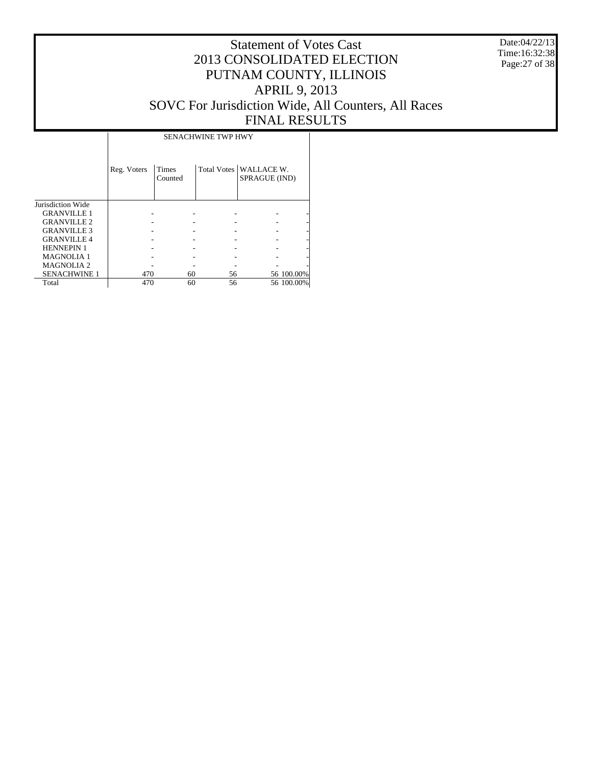# Statement of Votes Cast
# 2013 CONSOLIDATED ELECTION
# PUTNAM COUNTY, ILLINOIS
# APRIL 9, 2013
# SOVC For Jurisdiction Wide, All Counters, All Races
# FINAL RESULTS

Date:04/22/13
Time:16:32:38

| | SENACHWINE TWP HWY | | | | |
|---|---|---|---|---|---|
| | Reg. Voters | Times Counted | Total Votes | WALLACE W. SPRAGUE (IND) | |
| Jurisdiction Wide | | | | | |
| GRANVILLE 1 | - | - | - | - | - |
| GRANVILLE 2 | - | - | - | - | - |
| GRANVILLE 3 | - | - | - | - | - |
| GRANVILLE 4 | - | - | - | - | - |
| HENNEPIN 1 | - | - | - | - | - |
| MAGNOLIA 1 | - | - | - | - | - |
| MAGNOLIA 2 | - | - | - | - | - |
| SENACHWINE 1 | 470 | 60 | 56 | 56 | 100.00% |
| Total | 470 | 60 | 56 | 56 | 100.00% |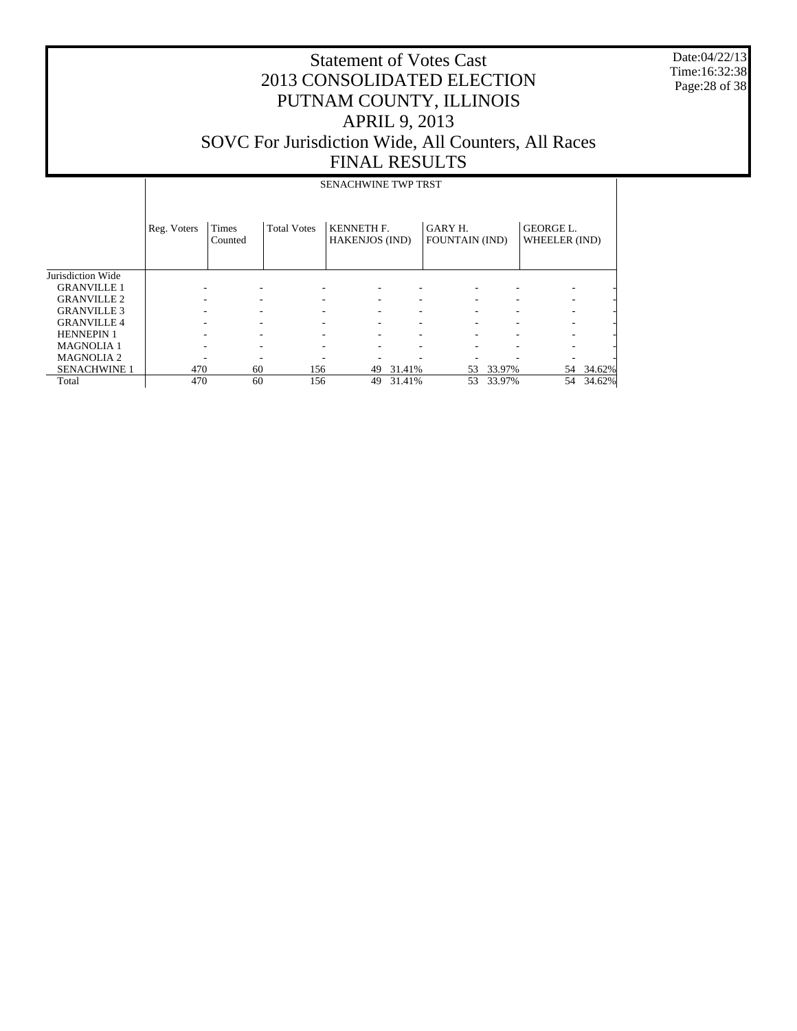# Statement of Votes Cast
# 2013 CONSOLIDATED ELECTION
# PUTNAM COUNTY, ILLINOIS
# APRIL 9, 2013
# SOVC For Jurisdiction Wide, All Counters, All Races
# FINAL RESULTS

Date:04/22/13
Time:16:32:38

| | SENACHWINE TWP TRST | | | | | | | | |
|---|---|---|---|---|---|---|---|---|---|
| | Reg. Voters | Times Counted | Total Votes | KENNETH F. HAKENJOS (IND) | | GARY H. FOUNTAIN (IND) | | GEORGE L. WHEELER (IND) | |
| Jurisdiction Wide | | | | | | | | | |
| GRANVILLE 1 | - | - | - | - | - | - | - | - | - |
| GRANVILLE 2 | - | - | - | - | - | - | - | - | - |
| GRANVILLE 3 | - | - | - | - | - | - | - | - | - |
| GRANVILLE 4 | - | - | - | - | - | - | - | - | - |
| HENNEPIN 1 | - | - | - | - | - | - | - | - | - |
| MAGNOLIA 1 | - | - | - | - | - | - | - | - | - |
| MAGNOLIA 2 | - | - | - | - | - | - | - | - | - |
| SENACHWINE 1 | 470 | 60 | 156 | 49 | 31.41% | 53 | 33.97% | 54 | 34.62% |
| Total | 470 | 60 | 156 | 49 | 31.41% | 53 | 33.97% | 54 | 34.62% |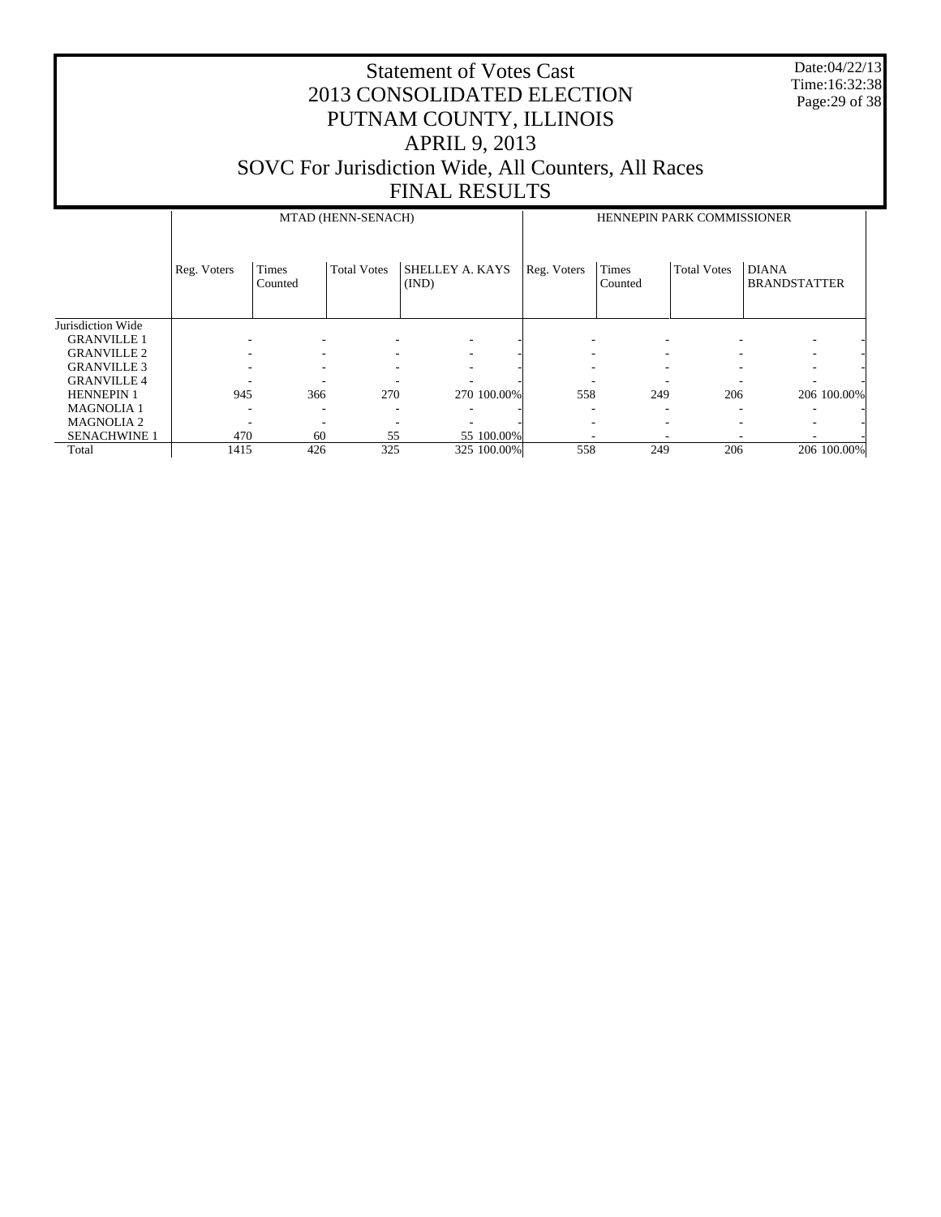# Statement of Votes Cast
# 2013 CONSOLIDATED ELECTION
# PUTNAM COUNTY, ILLINOIS
# APRIL 9, 2013
# SOVC For Jurisdiction Wide, All Counters, All Races
# FINAL RESULTS

Date:04/22/13
Time:16:32:38

| | MTAD (HENN-SENACH) | | | | | HENNEPIN PARK COMMISSIONER | | | | |
|---|---|---|---|---|---|---|---|---|---|---|
| | Reg. Voters | Times Counted | Total Votes | SHELLEY A. KAYS (IND) | | Reg. Voters | Times Counted | Total Votes | DIANA BRANDSTATTER | |
| Jurisdiction Wide | | | | | | | | | | |
| GRANVILLE 1 | - | - | - | - | - | - | - | - | - | - |
| GRANVILLE 2 | - | - | - | - | - | - | - | - | - | - |
| GRANVILLE 3 | - | - | - | - | - | - | - | - | - | - |
| GRANVILLE 4 | - | - | - | - | - | - | - | - | - | - |
| HENNEPIN 1 | 945 | 366 | 270 | 270 | 100.00% | 558 | 249 | 206 | 206 | 100.00% |
| MAGNOLIA 1 | - | - | - | - | - | - | - | - | - | - |
| MAGNOLIA 2 | - | - | - | - | - | - | - | - | - | - |
| SENACHWINE 1 | 470 | 60 | 55 | 55 | 100.00% | - | - | - | - | - |
| Total | 1415 | 426 | 325 | 325 | 100.00% | 558 | 249 | 206 | 206 | 100.00% |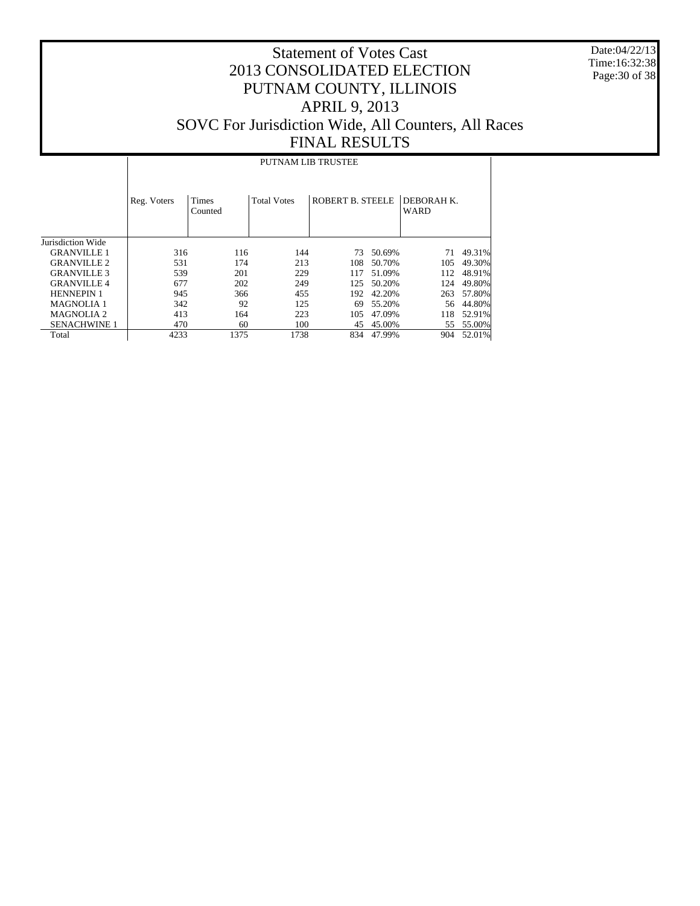# Statement of Votes Cast
# 2013 CONSOLIDATED ELECTION
# PUTNAM COUNTY, ILLINOIS
# APRIL 9, 2013
# SOVC For Jurisdiction Wide, All Counters, All Races
# FINAL RESULTS

Date:04/22/13
Time:16:32:38

| | PUTNAM LIB TRUSTEE | | | | | | |
|---|---|---|---|---|---|---|---|
| | Reg. Voters | Times Counted | Total Votes | ROBERT B. STEELE | | DEBORAH K. WARD | |
| Jurisdiction Wide | | | | | | | |
| GRANVILLE 1 | 316 | 116 | 144 | 73 | 50.69% | 71 | 49.31% |
| GRANVILLE 2 | 531 | 174 | 213 | 108 | 50.70% | 105 | 49.30% |
| GRANVILLE 3 | 539 | 201 | 229 | 117 | 51.09% | 112 | 48.91% |
| GRANVILLE 4 | 677 | 202 | 249 | 125 | 50.20% | 124 | 49.80% |
| HENNEPIN 1 | 945 | 366 | 455 | 192 | 42.20% | 263 | 57.80% |
| MAGNOLIA 1 | 342 | 92 | 125 | 69 | 55.20% | 56 | 44.80% |
| MAGNOLIA 2 | 413 | 164 | 223 | 105 | 47.09% | 118 | 52.91% |
| SENACHWINE 1 | 470 | 60 | 100 | 45 | 45.00% | 55 | 55.00% |
| Total | 4233 | 1375 | 1738 | 834 | 47.99% | 904 | 52.01% |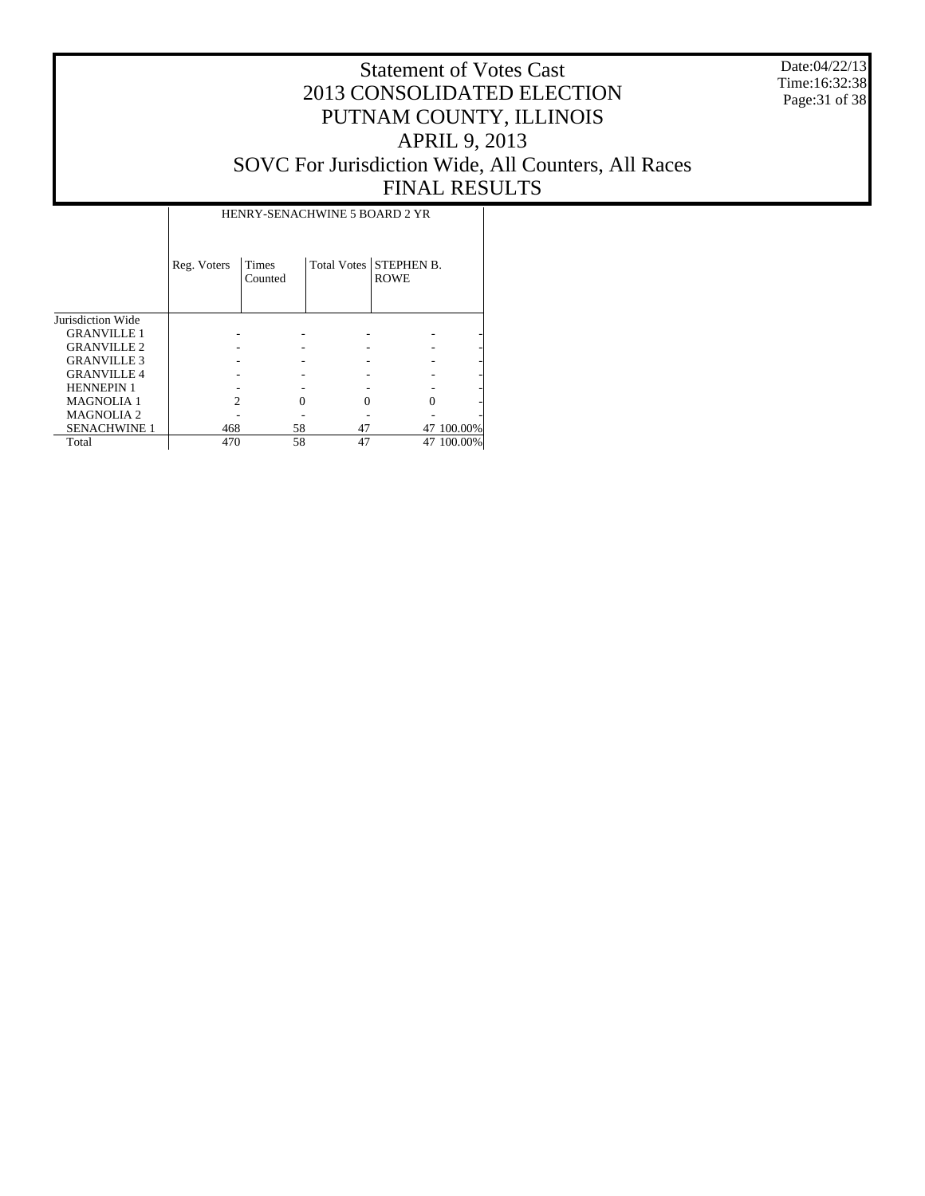# Statement of Votes Cast
## 2013 CONSOLIDATED ELECTION
## PUTNAM COUNTY, ILLINOIS
## APRIL 9, 2013
## SOVC For Jurisdiction Wide, All Counters, All Races
## FINAL RESULTS

Date:04/22/13
Time:16:32:38

| | HENRY-SENACHWINE 5 BOARD 2 YR | | | | |
|---|---|---|---|---|---|
| | Reg. Voters | Times Counted | Total Votes | STEPHEN B. ROWE | |
| Jurisdiction Wide | | | | | |
| GRANVILLE 1 | - | - | - | - | - |
| GRANVILLE 2 | - | - | - | - | - |
| GRANVILLE 3 | - | - | - | - | - |
| GRANVILLE 4 | - | - | - | - | - |
| HENNEPIN 1 | - | - | - | - | - |
| MAGNOLIA 1 | 2 | 0 | 0 | 0 | - |
| MAGNOLIA 2 | - | - | - | - | - |
| SENACHWINE 1 | 468 | 58 | 47 | 47 | 100.00% |
| Total | 470 | 58 | 47 | 47 | 100.00% |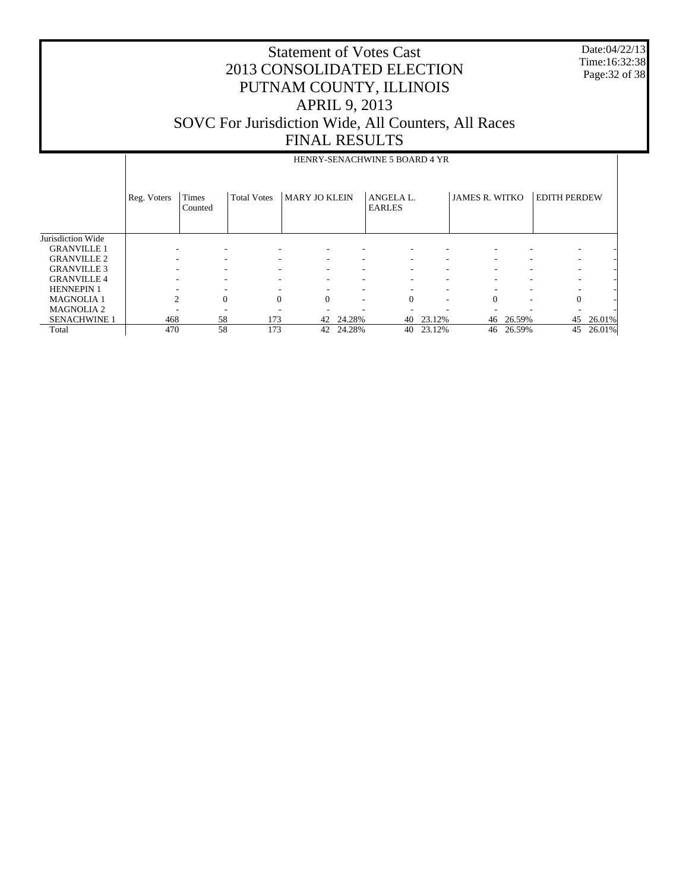# Statement of Votes Cast
# 2013 CONSOLIDATED ELECTION
# PUTNAM COUNTY, ILLINOIS
# APRIL 9, 2013
# SOVC For Jurisdiction Wide, All Counters, All Races
# FINAL RESULTS

Date:04/22/13
Time:16:32:38

| | HENRY-SENACHWINE 5 BOARD 4 YR | | | | | | | | | | |
|---|---|---|---|---|---|---|---|---|---|---|---|
| | Reg. Voters | Times Counted | Total Votes | MARY JO KLEIN | | ANGELA L. EARLES | | JAMES R. WITKO | | EDITH PERDEW | |
| Jurisdiction Wide | | | | | | | | | | | |
| GRANVILLE 1 | - | - | - | - | - | - | - | - | - | - | - |
| GRANVILLE 2 | - | - | - | - | - | - | - | - | - | - | - |
| GRANVILLE 3 | - | - | - | - | - | - | - | - | - | - | - |
| GRANVILLE 4 | - | - | - | - | - | - | - | - | - | - | - |
| HENNEPIN 1 | - | - | - | - | - | - | - | - | - | - | - |
| MAGNOLIA 1 | 2 | 0 | 0 | 0 | - | 0 | - | 0 | - | 0 | - |
| MAGNOLIA 2 | - | - | - | - | - | - | - | - | - | - | - |
| SENACHWINE 1 | 468 | 58 | 173 | 42 | 24.28% | 40 | 23.12% | 46 | 26.59% | 45 | 26.01% |
| Total | 470 | 58 | 173 | 42 | 24.28% | 40 | 23.12% | 46 | 26.59% | 45 | 26.01% |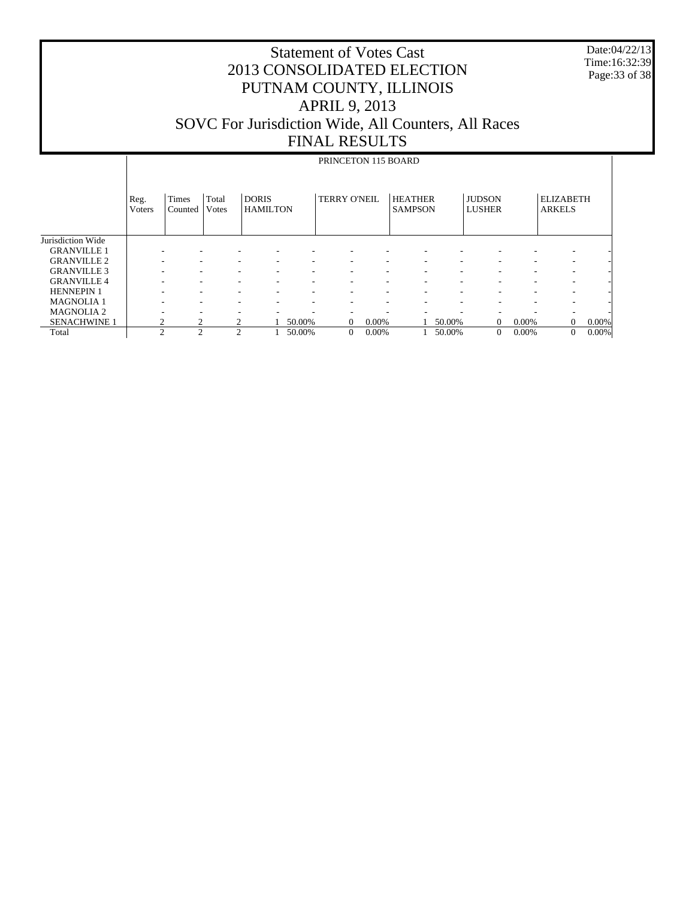# Statement of Votes Cast
# 2013 CONSOLIDATED ELECTION
# PUTNAM COUNTY, ILLINOIS
# APRIL 9, 2013
# SOVC For Jurisdiction Wide, All Counters, All Races
# FINAL RESULTS

Date:04/22/13
Time:16:32:39

| | PRINCETON 115 BOARD | | | | | | | | | | | | | |
|---|---|---|---|---|---|---|---|---|---|---|---|---|---|---|
| | Reg. Voters | Times Counted | Total Votes | DORIS HAMILTON | | TERRY O'NEIL | | HEATHER SAMPSON | | JUDSON LUSHER | | ELIZABETH ARKELS | |
| Jurisdiction Wide | | | | | | | | | | | | | |
| GRANVILLE 1 | - | - | - | - | - | - | - | - | - | - | - | - | - |
| GRANVILLE 2 | - | - | - | - | - | - | - | - | - | - | - | - | - |
| GRANVILLE 3 | - | - | - | - | - | - | - | - | - | - | - | - | - |
| GRANVILLE 4 | - | - | - | - | - | - | - | - | - | - | - | - | - |
| HENNEPIN 1 | - | - | - | - | - | - | - | - | - | - | - | - | - |
| MAGNOLIA 1 | - | - | - | - | - | - | - | - | - | - | - | - | - |
| MAGNOLIA 2 | - | - | - | - | - | - | - | - | - | - | - | - | - |
| SENACHWINE 1 | 2 | 2 | 2 | 1 | 50.00% | 0 | 0.00% | 1 | 50.00% | 0 | 0.00% | 0 | 0.00% |
| Total | 2 | 2 | 2 | 1 | 50.00% | 0 | 0.00% | 1 | 50.00% | 0 | 0.00% | 0 | 0.00% |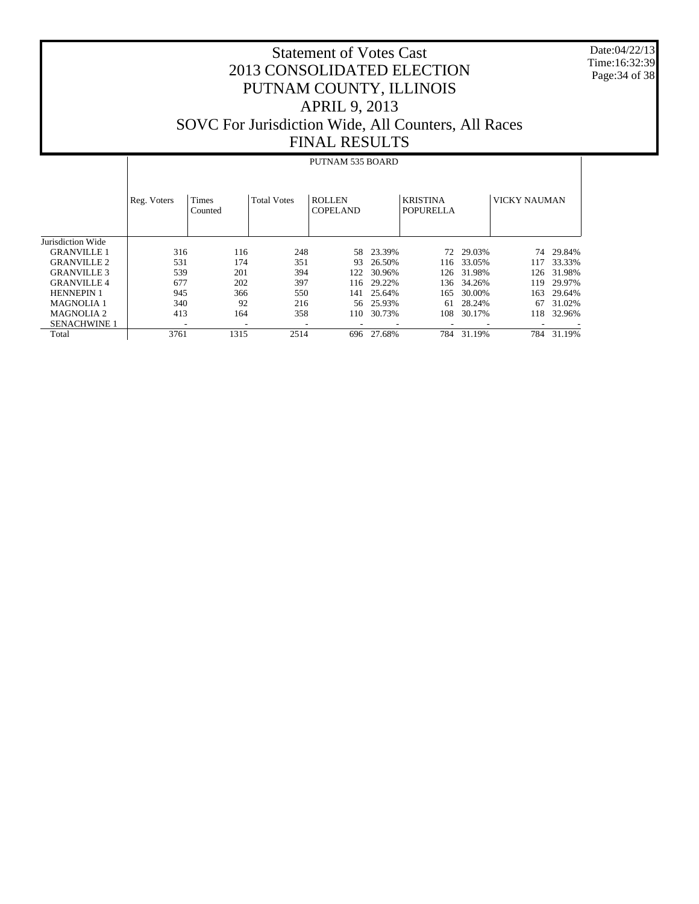# Statement of Votes Cast
# 2013 CONSOLIDATED ELECTION
# PUTNAM COUNTY, ILLINOIS
# APRIL 9, 2013
# SOVC For Jurisdiction Wide, All Counters, All Races
# FINAL RESULTS

Date:04/22/13
Time:16:32:39

## PUTNAM 535 BOARD

| | Reg. Voters | Times Counted | Total Votes | ROLLEN COPELAND | | KRISTINA POPURELLA | | VICKY NAUMAN | |
|---|---|---|---|---|---|---|---|---|---|
| Jurisdiction Wide | | | | | | | | | |
| GRANVILLE 1 | 316 | 116 | 248 | 58 | 23.39% | 72 | 29.03% | 74 | 29.84% |
| GRANVILLE 2 | 531 | 174 | 351 | 93 | 26.50% | 116 | 33.05% | 117 | 33.33% |
| GRANVILLE 3 | 539 | 201 | 394 | 122 | 30.96% | 126 | 31.98% | 126 | 31.98% |
| GRANVILLE 4 | 677 | 202 | 397 | 116 | 29.22% | 136 | 34.26% | 119 | 29.97% |
| HENNEPIN 1 | 945 | 366 | 550 | 141 | 25.64% | 165 | 30.00% | 163 | 29.64% |
| MAGNOLIA 1 | 340 | 92 | 216 | 56 | 25.93% | 61 | 28.24% | 67 | 31.02% |
| MAGNOLIA 2 | 413 | 164 | 358 | 110 | 30.73% | 108 | 30.17% | 118 | 32.96% |
| SENACHWINE 1 | - | - | - | - | - | - | - | - | - |
| Total | 3761 | 1315 | 2514 | 696 | 27.68% | 784 | 31.19% | 784 | 31.19% |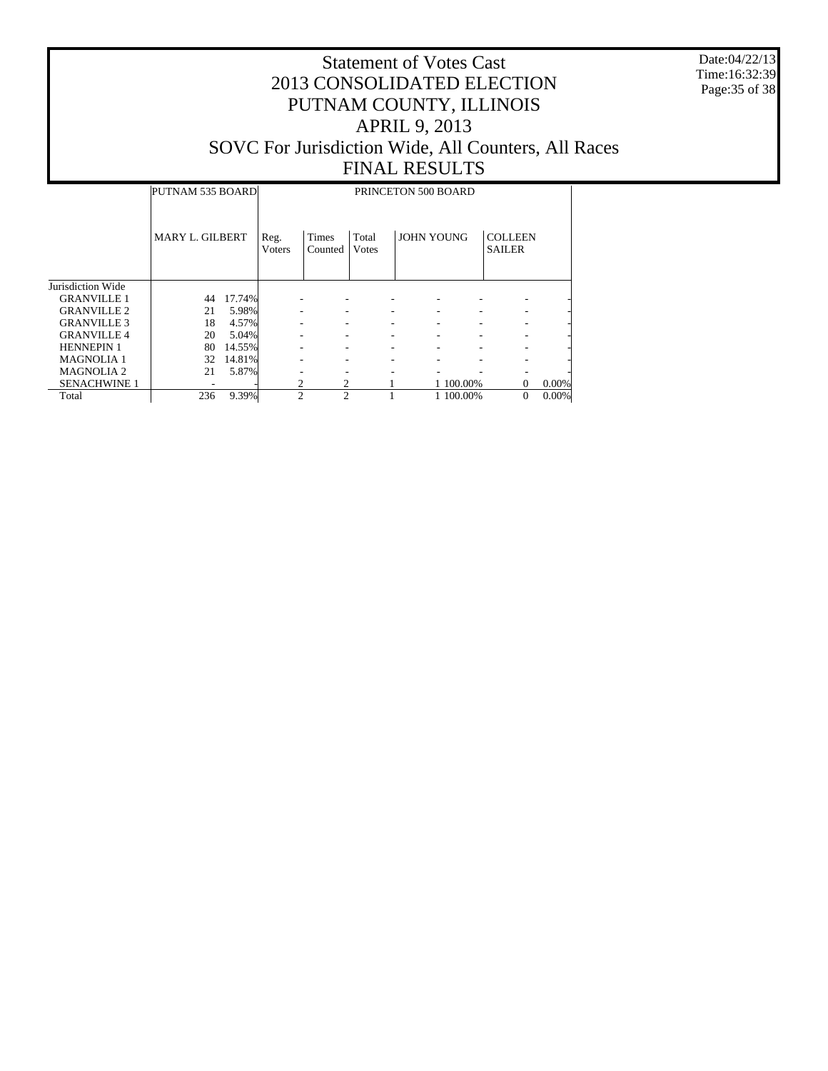# Statement of Votes Cast
## 2013 CONSOLIDATED ELECTION
## PUTNAM COUNTY, ILLINOIS
## APRIL 9, 2013
## SOVC For Jurisdiction Wide, All Counters, All Races
## FINAL RESULTS

Date:04/22/13
Time:16:32:39

| | PUTNAM 535 BOARD | | PRINCETON 500 BOARD | | | | | | |
|---|---|---|---|---|---|---|---|---|---|
| | MARY L. GILBERT | | Reg. Voters | Times Counted | Total Votes | JOHN YOUNG | | COLLEEN SAILER | |
| Jurisdiction Wide | | | | | | | | | |
| GRANVILLE 1 | 44 | 17.74% | - | - | - | - | - | - | - |
| GRANVILLE 2 | 21 | 5.98% | - | - | - | - | - | - | - |
| GRANVILLE 3 | 18 | 4.57% | - | - | - | - | - | - | - |
| GRANVILLE 4 | 20 | 5.04% | - | - | - | - | - | - | - |
| HENNEPIN 1 | 80 | 14.55% | - | - | - | - | - | - | - |
| MAGNOLIA 1 | 32 | 14.81% | - | - | - | - | - | - | - |
| MAGNOLIA 2 | 21 | 5.87% | - | - | - | - | - | - | - |
| SENACHWINE 1 | - | - | 2 | 2 | 1 | 1 | 100.00% | 0 | 0.00% |
| Total | 236 | 9.39% | 2 | 2 | 1 | 1 | 100.00% | 0 | 0.00% |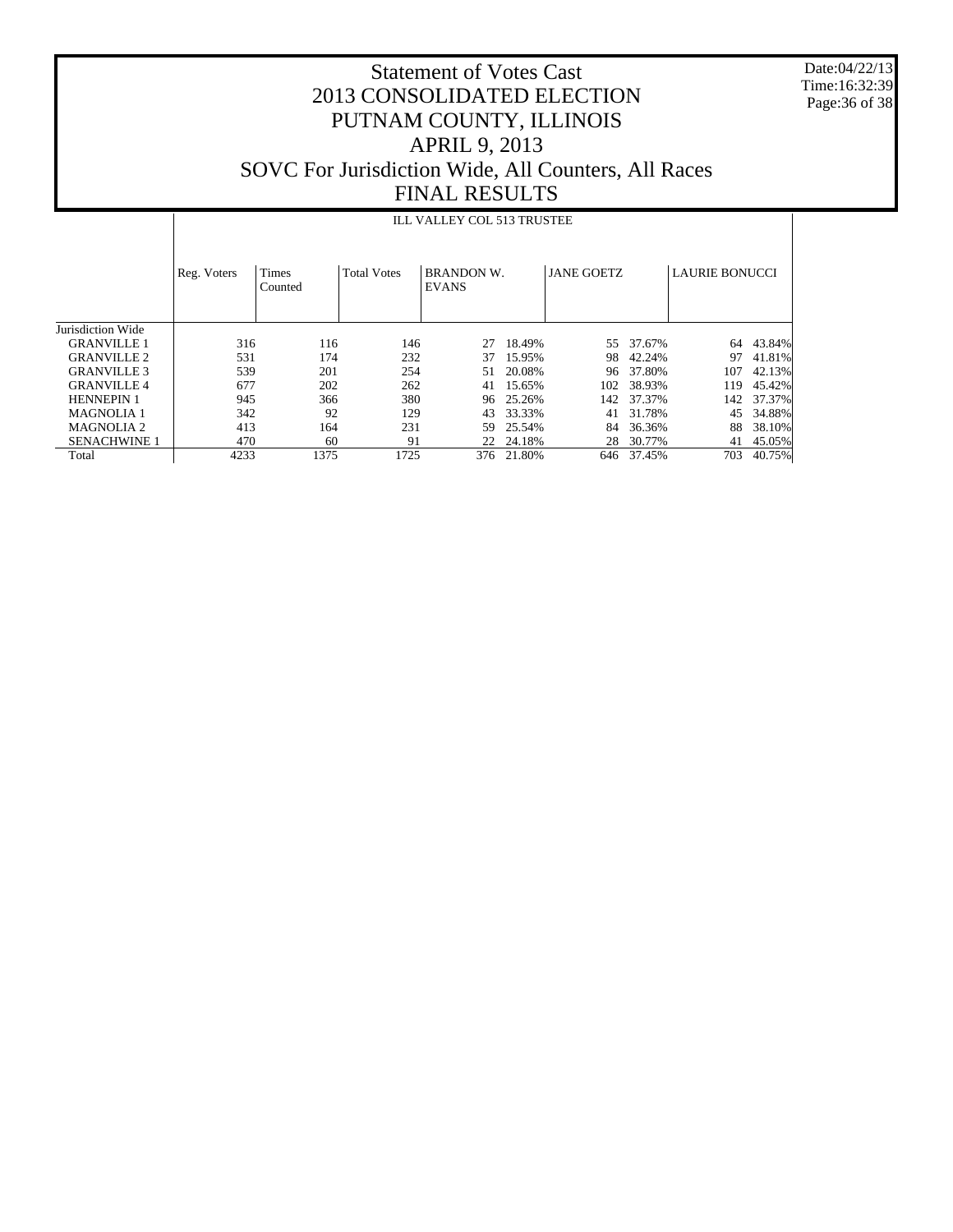# Statement of Votes Cast
# 2013 CONSOLIDATED ELECTION
# PUTNAM COUNTY, ILLINOIS
# APRIL 9, 2013
# SOVC For Jurisdiction Wide, All Counters, All Races
# FINAL RESULTS

Date:04/22/13
Time:16:32:39

## ILL VALLEY COL 513 TRUSTEE

| | Reg. Voters | Times Counted | Total Votes | BRANDON W. EVANS | | JANE GOETZ | | LAURIE BONUCCI | |
|---|---|---|---|---|---|---|---|---|---|
| Jurisdiction Wide | | | | | | | | | |
| GRANVILLE 1 | 316 | 116 | 146 | 27 | 18.49% | 55 | 37.67% | 64 | 43.84% |
| GRANVILLE 2 | 531 | 174 | 232 | 37 | 15.95% | 98 | 42.24% | 97 | 41.81% |
| GRANVILLE 3 | 539 | 201 | 254 | 51 | 20.08% | 96 | 37.80% | 107 | 42.13% |
| GRANVILLE 4 | 677 | 202 | 262 | 41 | 15.65% | 102 | 38.93% | 119 | 45.42% |
| HENNEPIN 1 | 945 | 366 | 380 | 96 | 25.26% | 142 | 37.37% | 142 | 37.37% |
| MAGNOLIA 1 | 342 | 92 | 129 | 43 | 33.33% | 41 | 31.78% | 45 | 34.88% |
| MAGNOLIA 2 | 413 | 164 | 231 | 59 | 25.54% | 84 | 36.36% | 88 | 38.10% |
| SENACHWINE 1 | 470 | 60 | 91 | 22 | 24.18% | 28 | 30.77% | 41 | 45.05% |
| Total | 4233 | 1375 | 1725 | 376 | 21.80% | 646 | 37.45% | 703 | 40.75% |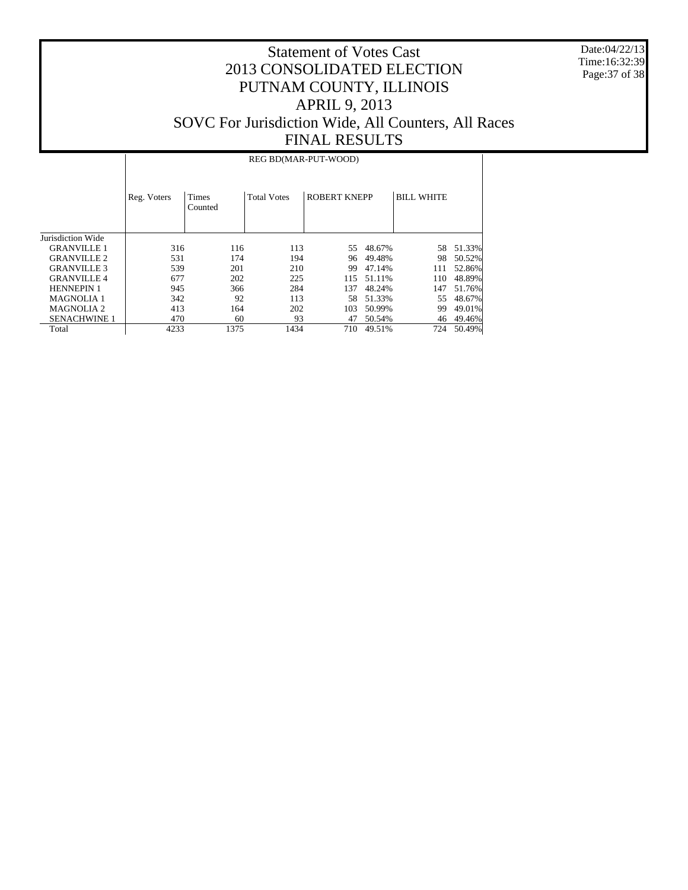# Statement of Votes Cast
# 2013 CONSOLIDATED ELECTION
# PUTNAM COUNTY, ILLINOIS
# APRIL 9, 2013
# SOVC For Jurisdiction Wide, All Counters, All Races
# FINAL RESULTS

Date:04/22/13
Time:16:32:39

| | REG BD(MAR-PUT-WOOD) | | | | | | |
|---|---|---|---|---|---|---|---|
| | Reg. Voters | Times Counted | Total Votes | ROBERT KNEPP | | BILL WHITE | |
| Jurisdiction Wide | | | | | | | |
| GRANVILLE 1 | 316 | 116 | 113 | 55 | 48.67% | 58 | 51.33% |
| GRANVILLE 2 | 531 | 174 | 194 | 96 | 49.48% | 98 | 50.52% |
| GRANVILLE 3 | 539 | 201 | 210 | 99 | 47.14% | 111 | 52.86% |
| GRANVILLE 4 | 677 | 202 | 225 | 115 | 51.11% | 110 | 48.89% |
| HENNEPIN 1 | 945 | 366 | 284 | 137 | 48.24% | 147 | 51.76% |
| MAGNOLIA 1 | 342 | 92 | 113 | 58 | 51.33% | 55 | 48.67% |
| MAGNOLIA 2 | 413 | 164 | 202 | 103 | 50.99% | 99 | 49.01% |
| SENACHWINE 1 | 470 | 60 | 93 | 47 | 50.54% | 46 | 49.46% |
| Total | 4233 | 1375 | 1434 | 710 | 49.51% | 724 | 50.49% |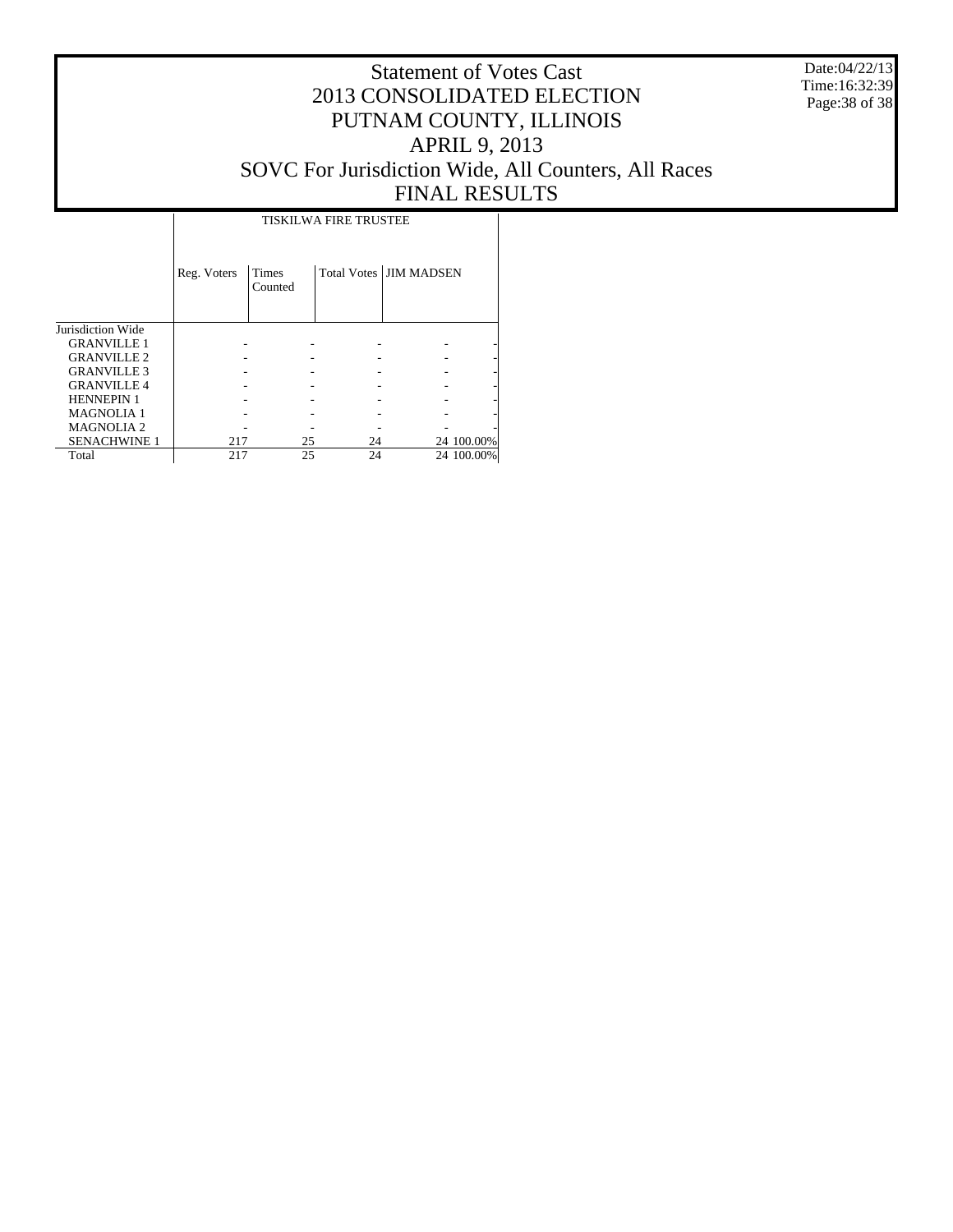# Statement of Votes Cast
# 2013 CONSOLIDATED ELECTION
# PUTNAM COUNTY, ILLINOIS
# APRIL 9, 2013
# SOVC For Jurisdiction Wide, All Counters, All Races
# FINAL RESULTS

Date:04/22/13
Time:16:32:39

| | TISKILWA FIRE TRUSTEE | | | | |
|---|---|---|---|---|---|
| | Reg. Voters | Times Counted | Total Votes | JIM MADSEN | |
| Jurisdiction Wide | | | | | |
| GRANVILLE 1 | - | - | - | - | - |
| GRANVILLE 2 | - | - | - | - | - |
| GRANVILLE 3 | - | - | - | - | - |
| GRANVILLE 4 | - | - | - | - | - |
| HENNEPIN 1 | - | - | - | - | - |
| MAGNOLIA 1 | - | - | - | - | - |
| MAGNOLIA 2 | - | - | - | - | - |
| SENACHWINE 1 | 217 | 25 | 24 | 24 | 100.00% |
| Total | 217 | 25 | 24 | 24 | 100.00% |